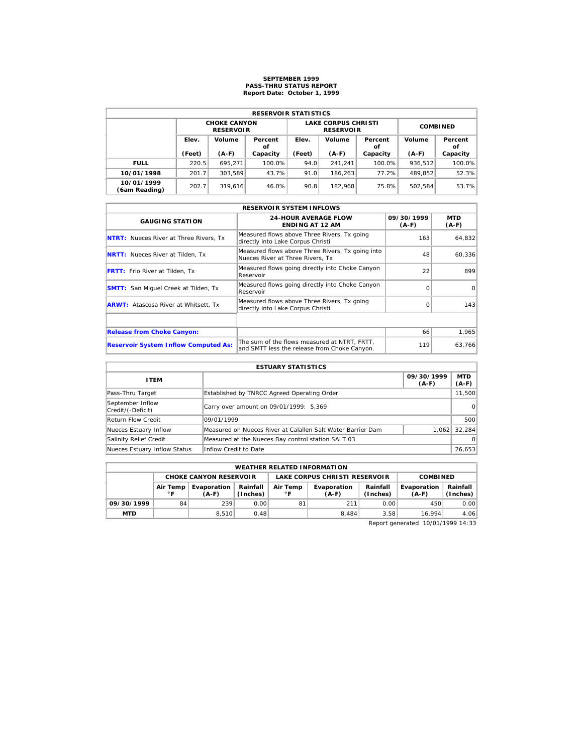# SEPTEMBER 1999
## PASS-THRU STATUS REPORT
### Report Date: October 1, 1999

| RESERVOIR STATISTICS | | | | | | | | |
|---|---|---|---|---|---|---|---|---|
| | CHOKE CANYON RESERVOIR | | | LAKE CORPUS CHRISTI RESERVOIR | | | COMBINED | |
| | Elev. (Feet) | Volume (A-F) | Percent of Capacity | Elev. (Feet) | Volume (A-F) | Percent of Capacity | Volume (A-F) | Percent of Capacity |
| **FULL** | 220.5 | 695,271 | 100.0% | 94.0 | 241,241 | 100.0% | 936,512 | 100.0% |
| **10/01/1998** | 201.7 | 303,589 | 43.7% | 91.0 | 186,263 | 77.2% | 489,852 | 52.3% |
| **10/01/1999 (6am Reading)** | 202.7 | 319,616 | 46.0% | 90.8 | 182,968 | 75.8% | 502,584 | 53.7% |

| RESERVOIR SYSTEM INFLOWS | | | |
|---|---|---|---|
| GAUGING STATION | 24-HOUR AVERAGE FLOW ENDING AT 12 AM | 09/30/1999 (A-F) | MTD (A-F) |
| **NTRT:** Nueces River at Three Rivers, Tx | Measured flows above Three Rivers, Tx going directly into Lake Corpus Christi | 163 | 64,832 |
| **NRTT:** Nueces River at Tilden, Tx | Measured flows above Three Rivers, Tx going into Nueces River at Three Rivers, Tx | 48 | 60,336 |
| **FRTT:** Frio River at Tilden, Tx | Measured flows going directly into Choke Canyon Reservoir | 22 | 899 |
| **SMTT:** San Miguel Creek at Tilden, Tx | Measured flows going directly into Choke Canyon Reservoir | 0 | 0 |
| **ARWT:** Atascosa River at Whitsett, Tx | Measured flows above Three Rivers, Tx going directly into Lake Corpus Christi | 0 | 143 |
| | | | |
| **Release from Choke Canyon:** | | 66 | 1,965 |
| **Reservoir System Inflow Computed As:** | The sum of the flows measured at NTRT, FRTT, and SMTT less the release from Choke Canyon. | 119 | 63,766 |

| ESTUARY STATISTICS | | | |
|---|---|---|---|
| ITEM | | 09/30/1999 (A-F) | MTD (A-F) |
| Pass-Thru Target | Established by TNRCC Agreed Operating Order | | 11,500 |
| September Inflow Credit/(-Deficit) | Carry over amount on 09/01/1999: 5,369 | | 0 |
| Return Flow Credit | 09/01/1999 | | 500 |
| Nueces Estuary Inflow | Measured on Nueces River at Calallen Salt Water Barrier Dam | 1,062 | 32,284 |
| Salinity Relief Credit | Measured at the Nueces Bay control station SALT 03 | | 0 |
| Nueces Estuary Inflow Status | Inflow Credit to Date | | 26,653 |

| WEATHER RELATED INFORMATION | | | | | | | | |
|---|---|---|---|---|---|---|---|---|
| | CHOKE CANYON RESERVOIR | | | LAKE CORPUS CHRISTI RESERVOIR | | | COMBINED | |
| | Air Temp °F | Evaporation (A-F) | Rainfall (Inches) | Air Temp °F | Evaporation (A-F) | Rainfall (Inches) | Evaporation (A-F) | Rainfall (Inches) |
| **09/30/1999** | 84 | 239 | 0.00 | 81 | 211 | 0.00 | 450 | 0.00 |
| **MTD** | | 8,510 | 0.48 | | 8,484 | 3.58 | 16,994 | 4.06 |

Report generated 10/01/1999 14:33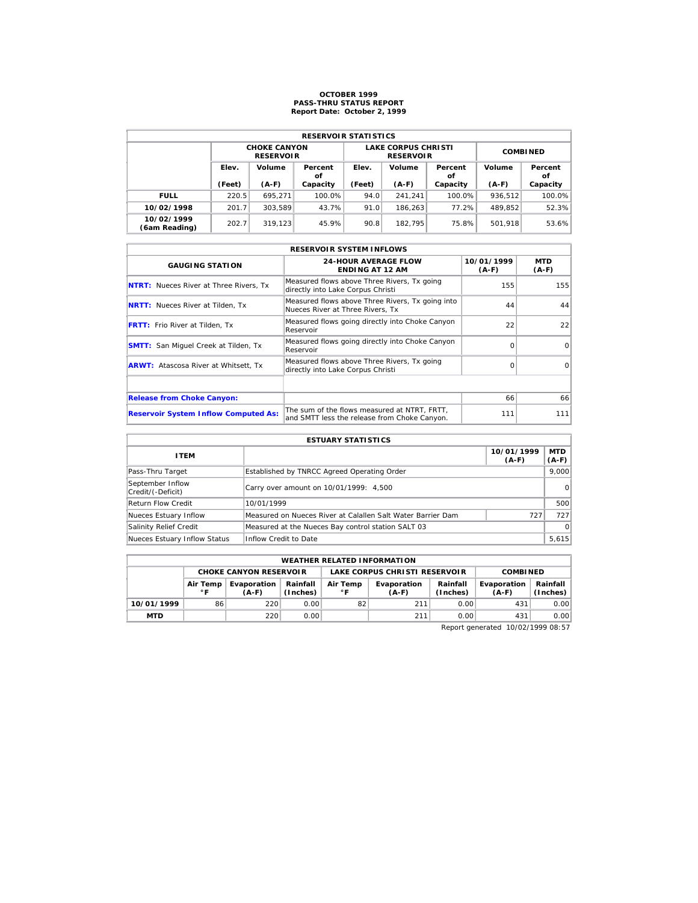# OCTOBER 1999
## PASS-THRU STATUS REPORT
### Report Date: October 2, 1999

| RESERVOIR STATISTICS | | | | | | | | |
|---|---|---|---|---|---|---|---|---|
| | CHOKE CANYON RESERVOIR | | | LAKE CORPUS CHRISTI RESERVOIR | | | COMBINED | |
| | Elev. (Feet) | Volume (A-F) | Percent of Capacity | Elev. (Feet) | Volume (A-F) | Percent of Capacity | Volume (A-F) | Percent of Capacity |
| **FULL** | 220.5 | 695,271 | 100.0% | 94.0 | 241,241 | 100.0% | 936,512 | 100.0% |
| **10/02/1998** | 201.7 | 303,589 | 43.7% | 91.0 | 186,263 | 77.2% | 489,852 | 52.3% |
| **10/02/1999 (6am Reading)** | 202.7 | 319,123 | 45.9% | 90.8 | 182,795 | 75.8% | 501,918 | 53.6% |

| RESERVOIR SYSTEM INFLOWS | | | |
|---|---|---|---|
| GAUGING STATION | 24-HOUR AVERAGE FLOW ENDING AT 12 AM | 10/01/1999 (A-F) | MTD (A-F) |
| **NTRT:** Nueces River at Three Rivers, Tx | Measured flows above Three Rivers, Tx going directly into Lake Corpus Christi | 155 | 155 |
| **NRTT:** Nueces River at Tilden, Tx | Measured flows above Three Rivers, Tx going into Nueces River at Three Rivers, Tx | 44 | 44 |
| **FRTT:** Frio River at Tilden, Tx | Measured flows going directly into Choke Canyon Reservoir | 22 | 22 |
| **SMTT:** San Miguel Creek at Tilden, Tx | Measured flows going directly into Choke Canyon Reservoir | 0 | 0 |
| **ARWT:** Atascosa River at Whitsett, Tx | Measured flows above Three Rivers, Tx going directly into Lake Corpus Christi | 0 | 0 |
| | | | |
| **Release from Choke Canyon:** | | 66 | 66 |
| **Reservoir System Inflow Computed As:** | The sum of the flows measured at NTRT, FRTT, and SMTT less the release from Choke Canyon. | 111 | 111 |

| ESTUARY STATISTICS | | | |
|---|---|---|---|
| ITEM | | 10/01/1999 (A-F) | MTD (A-F) |
| Pass-Thru Target | Established by TNRCC Agreed Operating Order | | 9,000 |
| September Inflow Credit/(-Deficit) | Carry over amount on 10/01/1999: 4,500 | | 0 |
| Return Flow Credit | 10/01/1999 | | 500 |
| Nueces Estuary Inflow | Measured on Nueces River at Calallen Salt Water Barrier Dam | 727 | 727 |
| Salinity Relief Credit | Measured at the Nueces Bay control station SALT 03 | | 0 |
| Nueces Estuary Inflow Status | Inflow Credit to Date | | 5,615 |

| WEATHER RELATED INFORMATION | | | | | | | | |
|---|---|---|---|---|---|---|---|---|
| | CHOKE CANYON RESERVOIR | | | LAKE CORPUS CHRISTI RESERVOIR | | | COMBINED | |
| | Air Temp °F | Evaporation (A-F) | Rainfall (Inches) | Air Temp °F | Evaporation (A-F) | Rainfall (Inches) | Evaporation (A-F) | Rainfall (Inches) |
| **10/01/1999** | 86 | 220 | 0.00 | 82 | 211 | 0.00 | 431 | 0.00 |
| **MTD** | | 220 | 0.00 | | 211 | 0.00 | 431 | 0.00 |

Report generated 10/02/1999 08:57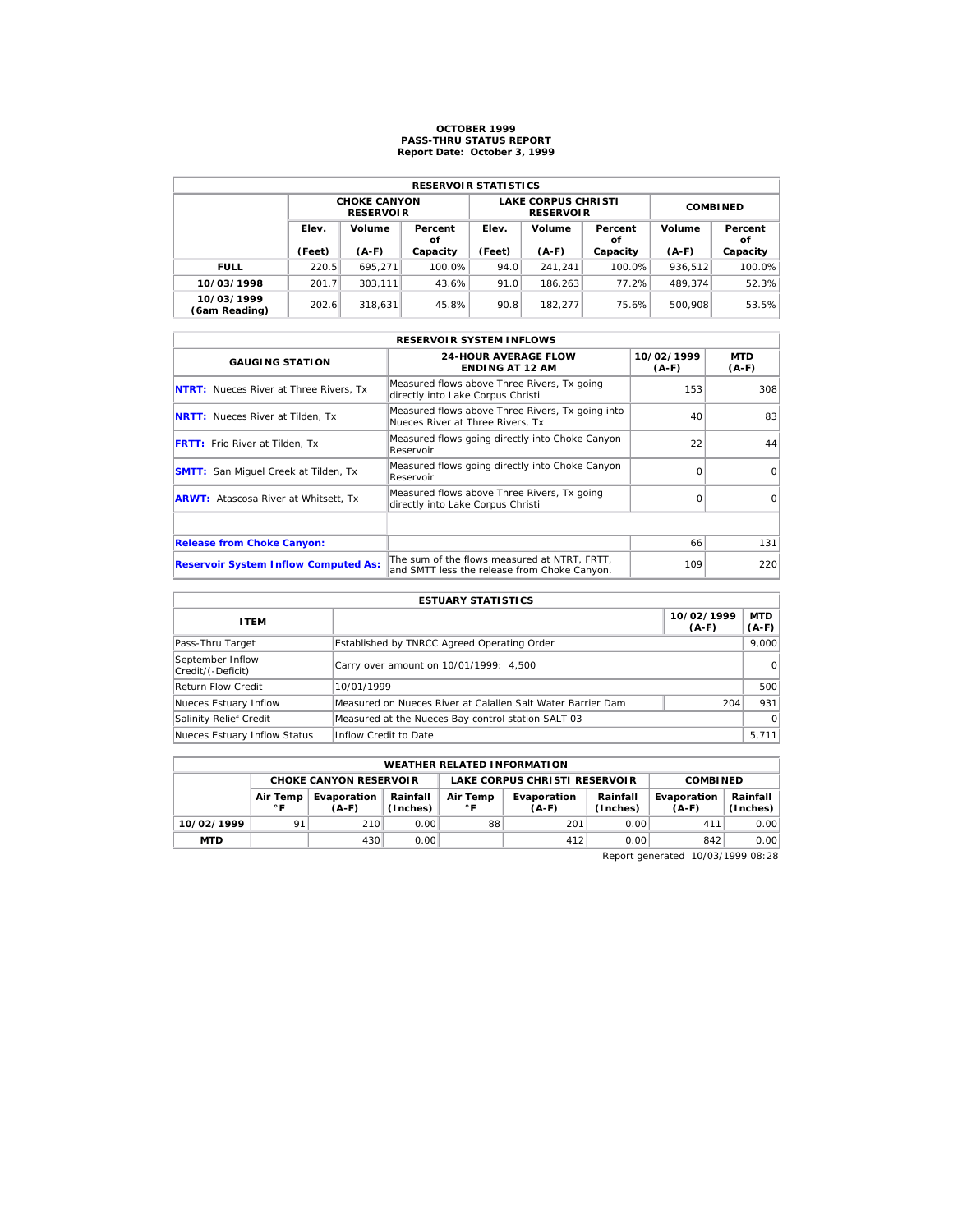# OCTOBER 1999
## PASS-THRU STATUS REPORT
### Report Date: October 3, 1999

| RESERVOIR STATISTICS | | | | | | | | |
|---|---|---|---|---|---|---|---|---|
| | CHOKE CANYON RESERVOIR | | | LAKE CORPUS CHRISTI RESERVOIR | | | COMBINED | |
| | Elev. (Feet) | Volume (A-F) | Percent of Capacity | Elev. (Feet) | Volume (A-F) | Percent of Capacity | Volume (A-F) | Percent of Capacity |
| **FULL** | 220.5 | 695,271 | 100.0% | 94.0 | 241,241 | 100.0% | 936,512 | 100.0% |
| **10/03/1998** | 201.7 | 303,111 | 43.6% | 91.0 | 186,263 | 77.2% | 489,374 | 52.3% |
| **10/03/1999 (6am Reading)** | 202.6 | 318,631 | 45.8% | 90.8 | 182,277 | 75.6% | 500,908 | 53.5% |

| RESERVOIR SYSTEM INFLOWS | | | |
|---|---|---|---|
| GAUGING STATION | 24-HOUR AVERAGE FLOW ENDING AT 12 AM | 10/02/1999 (A-F) | MTD (A-F) |
| **NTRT:** Nueces River at Three Rivers, Tx | Measured flows above Three Rivers, Tx going directly into Lake Corpus Christi | 153 | 308 |
| **NRTT:** Nueces River at Tilden, Tx | Measured flows above Three Rivers, Tx going into Nueces River at Three Rivers, Tx | 40 | 83 |
| **FRTT:** Frio River at Tilden, Tx | Measured flows going directly into Choke Canyon Reservoir | 22 | 44 |
| **SMTT:** San Miguel Creek at Tilden, Tx | Measured flows going directly into Choke Canyon Reservoir | 0 | 0 |
| **ARWT:** Atascosa River at Whitsett, Tx | Measured flows above Three Rivers, Tx going directly into Lake Corpus Christi | 0 | 0 |
| | | | |
| **Release from Choke Canyon:** | | 66 | 131 |
| **Reservoir System Inflow Computed As:** | The sum of the flows measured at NTRT, FRTT, and SMTT less the release from Choke Canyon. | 109 | 220 |

| ESTUARY STATISTICS | | | |
|---|---|---|---|
| ITEM | | 10/02/1999 (A-F) | MTD (A-F) |
| Pass-Thru Target | Established by TNRCC Agreed Operating Order | | 9,000 |
| September Inflow Credit/(-Deficit) | Carry over amount on 10/01/1999: 4,500 | | 0 |
| Return Flow Credit | 10/01/1999 | | 500 |
| Nueces Estuary Inflow | Measured on Nueces River at Calallen Salt Water Barrier Dam | 204 | 931 |
| Salinity Relief Credit | Measured at the Nueces Bay control station SALT 03 | | 0 |
| Nueces Estuary Inflow Status | Inflow Credit to Date | | 5,711 |

| WEATHER RELATED INFORMATION | | | | | | | | |
|---|---|---|---|---|---|---|---|---|
| | CHOKE CANYON RESERVOIR | | | LAKE CORPUS CHRISTI RESERVOIR | | | COMBINED | |
| | Air Temp °F | Evaporation (A-F) | Rainfall (Inches) | Air Temp °F | Evaporation (A-F) | Rainfall (Inches) | Evaporation (A-F) | Rainfall (Inches) |
| **10/02/1999** | 91 | 210 | 0.00 | 88 | 201 | 0.00 | 411 | 0.00 |
| **MTD** | | 430 | 0.00 | | 412 | 0.00 | 842 | 0.00 |

Report generated 10/03/1999 08:28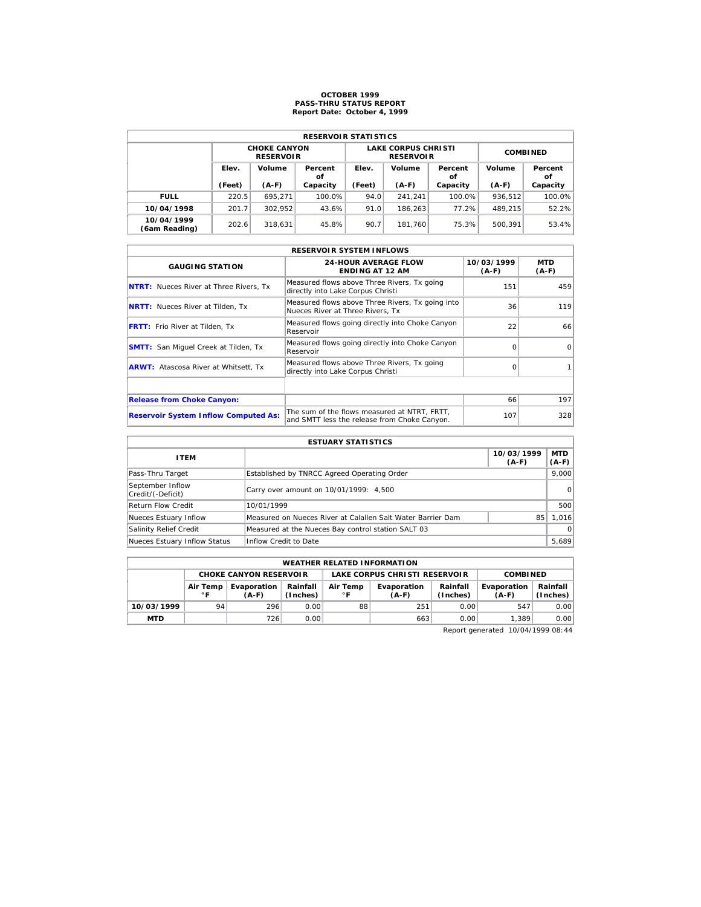# OCTOBER 1999
## PASS-THRU STATUS REPORT
### Report Date: October 4, 1999

| RESERVOIR STATISTICS | | | | | | | | |
|---|---|---|---|---|---|---|---|---|
| | CHOKE CANYON RESERVOIR | | | LAKE CORPUS CHRISTI RESERVOIR | | | COMBINED | |
| | Elev. (Feet) | Volume (A-F) | Percent of Capacity | Elev. (Feet) | Volume (A-F) | Percent of Capacity | Volume (A-F) | Percent of Capacity |
| **FULL** | 220.5 | 695,271 | 100.0% | 94.0 | 241,241 | 100.0% | 936,512 | 100.0% |
| **10/04/1998** | 201.7 | 302,952 | 43.6% | 91.0 | 186,263 | 77.2% | 489,215 | 52.2% |
| **10/04/1999 (6am Reading)** | 202.6 | 318,631 | 45.8% | 90.7 | 181,760 | 75.3% | 500,391 | 53.4% |

| RESERVOIR SYSTEM INFLOWS | | | |
|---|---|---|---|
| GAUGING STATION | 24-HOUR AVERAGE FLOW ENDING AT 12 AM | 10/03/1999 (A-F) | MTD (A-F) |
| **NTRT:** Nueces River at Three Rivers, Tx | Measured flows above Three Rivers, Tx going directly into Lake Corpus Christi | 151 | 459 |
| **NRTT:** Nueces River at Tilden, Tx | Measured flows above Three Rivers, Tx going into Nueces River at Three Rivers, Tx | 36 | 119 |
| **FRTT:** Frio River at Tilden, Tx | Measured flows going directly into Choke Canyon Reservoir | 22 | 66 |
| **SMTT:** San Miguel Creek at Tilden, Tx | Measured flows going directly into Choke Canyon Reservoir | 0 | 0 |
| **ARWT:** Atascosa River at Whitsett, Tx | Measured flows above Three Rivers, Tx going directly into Lake Corpus Christi | 0 | 1 |
| | | | |
| **Release from Choke Canyon:** | | 66 | 197 |
| **Reservoir System Inflow Computed As:** | The sum of the flows measured at NTRT, FRTT, and SMTT less the release from Choke Canyon. | 107 | 328 |

| ESTUARY STATISTICS | | | |
|---|---|---|---|
| ITEM | | 10/03/1999 (A-F) | MTD (A-F) |
| Pass-Thru Target | Established by TNRCC Agreed Operating Order | | 9,000 |
| September Inflow Credit/(-Deficit) | Carry over amount on 10/01/1999: 4,500 | | 0 |
| Return Flow Credit | 10/01/1999 | | 500 |
| Nueces Estuary Inflow | Measured on Nueces River at Calallen Salt Water Barrier Dam | 85 | 1,016 |
| Salinity Relief Credit | Measured at the Nueces Bay control station SALT 03 | | 0 |
| Nueces Estuary Inflow Status | Inflow Credit to Date | | 5,689 |

| WEATHER RELATED INFORMATION | | | | | | | | |
|---|---|---|---|---|---|---|---|---|
| | CHOKE CANYON RESERVOIR | | | LAKE CORPUS CHRISTI RESERVOIR | | | COMBINED | |
| | Air Temp °F | Evaporation (A-F) | Rainfall (Inches) | Air Temp °F | Evaporation (A-F) | Rainfall (Inches) | Evaporation (A-F) | Rainfall (Inches) |
| **10/03/1999** | 94 | 296 | 0.00 | 88 | 251 | 0.00 | 547 | 0.00 |
| **MTD** | | 726 | 0.00 | | 663 | 0.00 | 1,389 | 0.00 |

Report generated 10/04/1999 08:44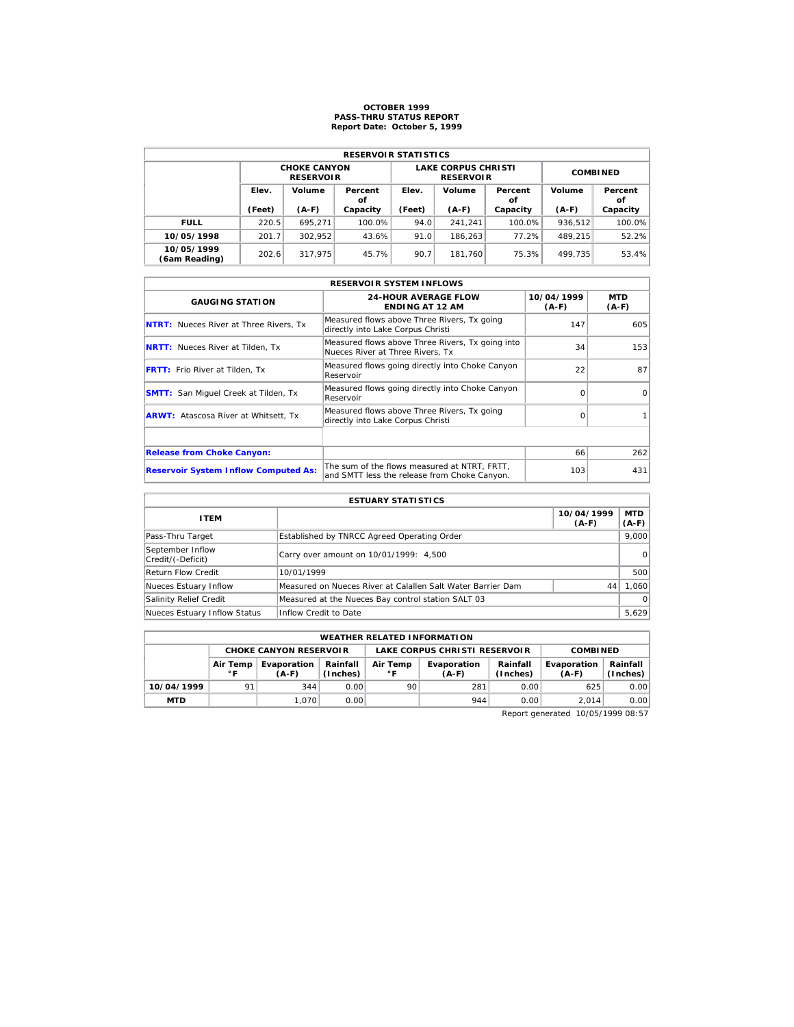# OCTOBER 1999
## PASS-THRU STATUS REPORT
### Report Date: October 5, 1999

| RESERVOIR STATISTICS | | | | | | | | |
|---|---|---|---|---|---|---|---|---|
| | CHOKE CANYON RESERVOIR | | | LAKE CORPUS CHRISTI RESERVOIR | | | COMBINED | |
| | Elev. (Feet) | Volume (A-F) | Percent of Capacity | Elev. (Feet) | Volume (A-F) | Percent of Capacity | Volume (A-F) | Percent of Capacity |
| **FULL** | 220.5 | 695,271 | 100.0% | 94.0 | 241,241 | 100.0% | 936,512 | 100.0% |
| **10/05/1998** | 201.7 | 302,952 | 43.6% | 91.0 | 186,263 | 77.2% | 489,215 | 52.2% |
| **10/05/1999 (6am Reading)** | 202.6 | 317,975 | 45.7% | 90.7 | 181,760 | 75.3% | 499,735 | 53.4% |

| RESERVOIR SYSTEM INFLOWS | | | |
|---|---|---|---|
| GAUGING STATION | 24-HOUR AVERAGE FLOW ENDING AT 12 AM | 10/04/1999 (A-F) | MTD (A-F) |
| **NTRT:** Nueces River at Three Rivers, Tx | Measured flows above Three Rivers, Tx going directly into Lake Corpus Christi | 147 | 605 |
| **NRTT:** Nueces River at Tilden, Tx | Measured flows above Three Rivers, Tx going into Nueces River at Three Rivers, Tx | 34 | 153 |
| **FRTT:** Frio River at Tilden, Tx | Measured flows going directly into Choke Canyon Reservoir | 22 | 87 |
| **SMTT:** San Miguel Creek at Tilden, Tx | Measured flows going directly into Choke Canyon Reservoir | 0 | 0 |
| **ARWT:** Atascosa River at Whitsett, Tx | Measured flows above Three Rivers, Tx going directly into Lake Corpus Christi | 0 | 1 |
| | | | |
| **Release from Choke Canyon:** | | 66 | 262 |
| **Reservoir System Inflow Computed As:** | The sum of the flows measured at NTRT, FRTT, and SMTT less the release from Choke Canyon. | 103 | 431 |

| ESTUARY STATISTICS | | | |
|---|---|---|---|
| ITEM | | 10/04/1999 (A-F) | MTD (A-F) |
| Pass-Thru Target | Established by TNRCC Agreed Operating Order | | 9,000 |
| September Inflow Credit/(-Deficit) | Carry over amount on 10/01/1999: 4,500 | | 0 |
| Return Flow Credit | 10/01/1999 | | 500 |
| Nueces Estuary Inflow | Measured on Nueces River at Calallen Salt Water Barrier Dam | 44 | 1,060 |
| Salinity Relief Credit | Measured at the Nueces Bay control station SALT 03 | | 0 |
| Nueces Estuary Inflow Status | Inflow Credit to Date | | 5,629 |

| WEATHER RELATED INFORMATION | | | | | | | | |
|---|---|---|---|---|---|---|---|---|
| | CHOKE CANYON RESERVOIR | | | LAKE CORPUS CHRISTI RESERVOIR | | | COMBINED | |
| | Air Temp °F | Evaporation (A-F) | Rainfall (Inches) | Air Temp °F | Evaporation (A-F) | Rainfall (Inches) | Evaporation (A-F) | Rainfall (Inches) |
| **10/04/1999** | 91 | 344 | 0.00 | 90 | 281 | 0.00 | 625 | 0.00 |
| **MTD** | | 1,070 | 0.00 | | 944 | 0.00 | 2,014 | 0.00 |

Report generated 10/05/1999 08:57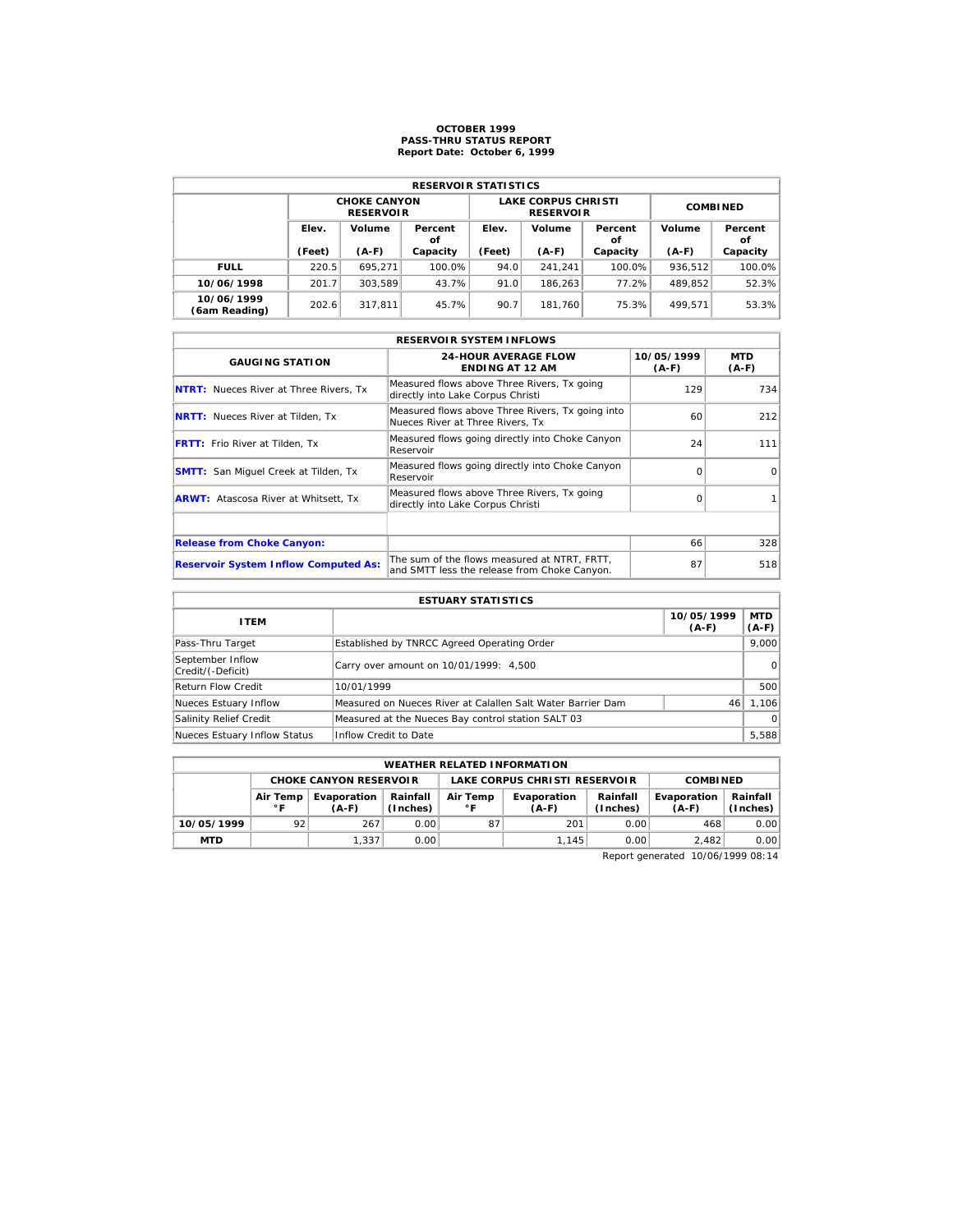# OCTOBER 1999
## PASS-THRU STATUS REPORT
### Report Date: October 6, 1999

| RESERVOIR STATISTICS | | | | | | | | |
|---|---|---|---|---|---|---|---|---|
| | CHOKE CANYON RESERVOIR | | | LAKE CORPUS CHRISTI RESERVOIR | | | COMBINED | |
| | Elev. (Feet) | Volume (A-F) | Percent of Capacity | Elev. (Feet) | Volume (A-F) | Percent of Capacity | Volume (A-F) | Percent of Capacity |
| **FULL** | 220.5 | 695,271 | 100.0% | 94.0 | 241,241 | 100.0% | 936,512 | 100.0% |
| **10/06/1998** | 201.7 | 303,589 | 43.7% | 91.0 | 186,263 | 77.2% | 489,852 | 52.3% |
| **10/06/1999 (6am Reading)** | 202.6 | 317,811 | 45.7% | 90.7 | 181,760 | 75.3% | 499,571 | 53.3% |

| RESERVOIR SYSTEM INFLOWS | | | |
|---|---|---|---|
| GAUGING STATION | 24-HOUR AVERAGE FLOW ENDING AT 12 AM | 10/05/1999 (A-F) | MTD (A-F) |
| **NTRT:** Nueces River at Three Rivers, Tx | Measured flows above Three Rivers, Tx going directly into Lake Corpus Christi | 129 | 734 |
| **NRTT:** Nueces River at Tilden, Tx | Measured flows above Three Rivers, Tx going into Nueces River at Three Rivers, Tx | 60 | 212 |
| **FRTT:** Frio River at Tilden, Tx | Measured flows going directly into Choke Canyon Reservoir | 24 | 111 |
| **SMTT:** San Miguel Creek at Tilden, Tx | Measured flows going directly into Choke Canyon Reservoir | 0 | 0 |
| **ARWT:** Atascosa River at Whitsett, Tx | Measured flows above Three Rivers, Tx going directly into Lake Corpus Christi | 0 | 1 |
| | | | |
| **Release from Choke Canyon:** | | 66 | 328 |
| **Reservoir System Inflow Computed As:** | The sum of the flows measured at NTRT, FRTT, and SMTT less the release from Choke Canyon. | 87 | 518 |

| ESTUARY STATISTICS | | | |
|---|---|---|---|
| ITEM | | 10/05/1999 (A-F) | MTD (A-F) |
| Pass-Thru Target | Established by TNRCC Agreed Operating Order | | 9,000 |
| September Inflow Credit/(-Deficit) | Carry over amount on 10/01/1999: 4,500 | | 0 |
| Return Flow Credit | 10/01/1999 | | 500 |
| Nueces Estuary Inflow | Measured on Nueces River at Calallen Salt Water Barrier Dam | 46 | 1,106 |
| Salinity Relief Credit | Measured at the Nueces Bay control station SALT 03 | | 0 |
| Nueces Estuary Inflow Status | Inflow Credit to Date | | 5,588 |

| WEATHER RELATED INFORMATION | | | | | | | | |
|---|---|---|---|---|---|---|---|---|
| | CHOKE CANYON RESERVOIR | | | LAKE CORPUS CHRISTI RESERVOIR | | | COMBINED | |
| | Air Temp °F | Evaporation (A-F) | Rainfall (Inches) | Air Temp °F | Evaporation (A-F) | Rainfall (Inches) | Evaporation (A-F) | Rainfall (Inches) |
| **10/05/1999** | 92 | 267 | 0.00 | 87 | 201 | 0.00 | 468 | 0.00 |
| **MTD** | | 1,337 | 0.00 | | 1,145 | 0.00 | 2,482 | 0.00 |

Report generated 10/06/1999 08:14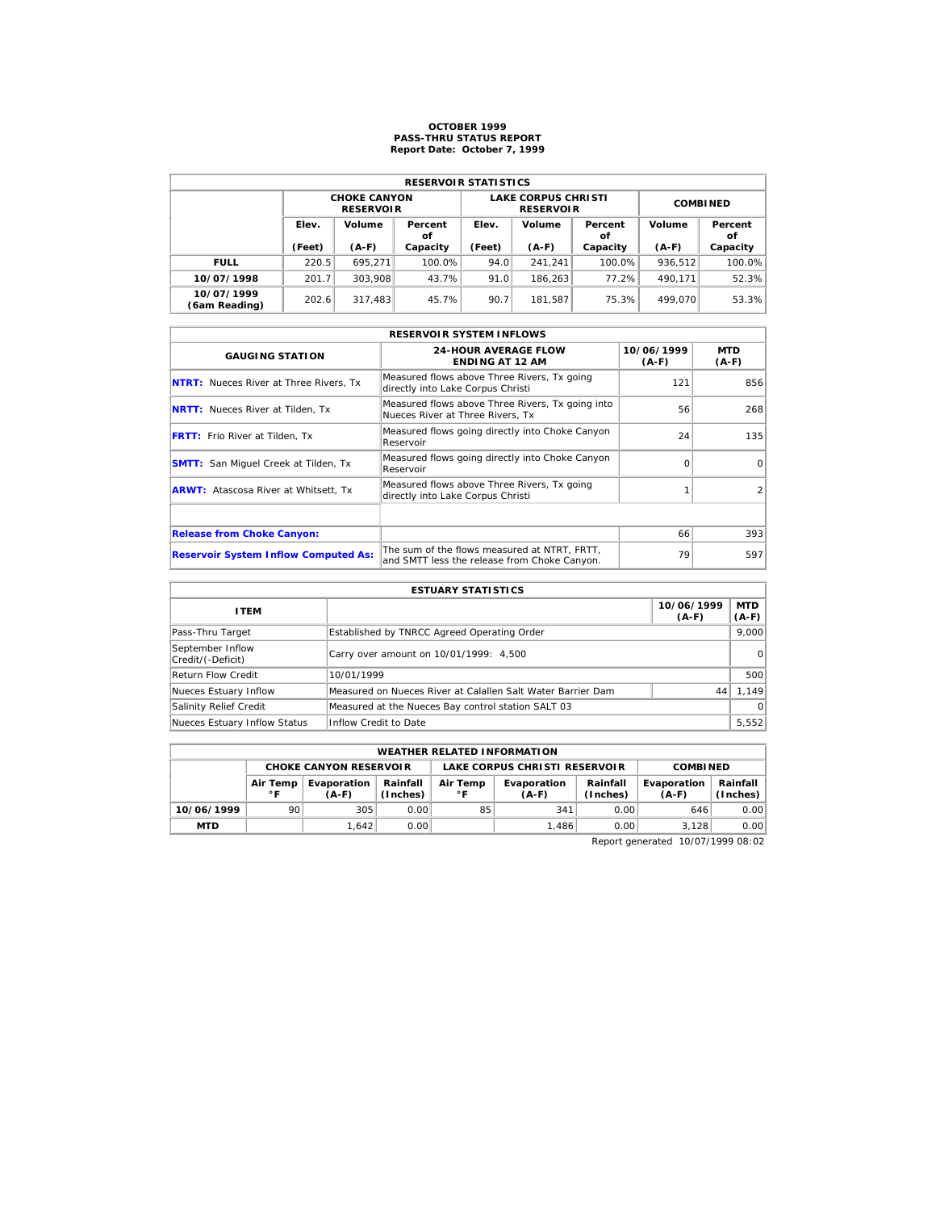# OCTOBER 1999
## PASS-THRU STATUS REPORT
### Report Date: October 7, 1999

| RESERVOIR STATISTICS | | | | | | | | |
|---|---|---|---|---|---|---|---|---|
| | CHOKE CANYON RESERVOIR | | | LAKE CORPUS CHRISTI RESERVOIR | | | COMBINED | |
| | Elev. (Feet) | Volume (A-F) | Percent of Capacity | Elev. (Feet) | Volume (A-F) | Percent of Capacity | Volume (A-F) | Percent of Capacity |
| **FULL** | 220.5 | 695,271 | 100.0% | 94.0 | 241,241 | 100.0% | 936,512 | 100.0% |
| **10/07/1998** | 201.7 | 303,908 | 43.7% | 91.0 | 186,263 | 77.2% | 490,171 | 52.3% |
| **10/07/1999 (6am Reading)** | 202.6 | 317,483 | 45.7% | 90.7 | 181,587 | 75.3% | 499,070 | 53.3% |

| RESERVOIR SYSTEM INFLOWS | | | |
|---|---|---|---|
| GAUGING STATION | 24-HOUR AVERAGE FLOW ENDING AT 12 AM | 10/06/1999 (A-F) | MTD (A-F) |
| **NTRT:** Nueces River at Three Rivers, Tx | Measured flows above Three Rivers, Tx going directly into Lake Corpus Christi | 121 | 856 |
| **NRTT:** Nueces River at Tilden, Tx | Measured flows above Three Rivers, Tx going into Nueces River at Three Rivers, Tx | 56 | 268 |
| **FRTT:** Frio River at Tilden, Tx | Measured flows going directly into Choke Canyon Reservoir | 24 | 135 |
| **SMTT:** San Miguel Creek at Tilden, Tx | Measured flows going directly into Choke Canyon Reservoir | 0 | 0 |
| **ARWT:** Atascosa River at Whitsett, Tx | Measured flows above Three Rivers, Tx going directly into Lake Corpus Christi | 1 | 2 |
| | | | |
| **Release from Choke Canyon:** | | 66 | 393 |
| **Reservoir System Inflow Computed As:** | The sum of the flows measured at NTRT, FRTT, and SMTT less the release from Choke Canyon. | 79 | 597 |

| ESTUARY STATISTICS | | | |
|---|---|---|---|
| ITEM | | 10/06/1999 (A-F) | MTD (A-F) |
| Pass-Thru Target | Established by TNRCC Agreed Operating Order | | 9,000 |
| September Inflow Credit/(-Deficit) | Carry over amount on 10/01/1999: 4,500 | | 0 |
| Return Flow Credit | 10/01/1999 | | 500 |
| Nueces Estuary Inflow | Measured on Nueces River at Calallen Salt Water Barrier Dam | 44 | 1,149 |
| Salinity Relief Credit | Measured at the Nueces Bay control station SALT 03 | | 0 |
| Nueces Estuary Inflow Status | Inflow Credit to Date | | 5,552 |

| WEATHER RELATED INFORMATION | | | | | | | | |
|---|---|---|---|---|---|---|---|---|
| | CHOKE CANYON RESERVOIR | | | LAKE CORPUS CHRISTI RESERVOIR | | | COMBINED | |
| | Air Temp °F | Evaporation (A-F) | Rainfall (Inches) | Air Temp °F | Evaporation (A-F) | Rainfall (Inches) | Evaporation (A-F) | Rainfall (Inches) |
| **10/06/1999** | 90 | 305 | 0.00 | 85 | 341 | 0.00 | 646 | 0.00 |
| **MTD** | | 1,642 | 0.00 | | 1,486 | 0.00 | 3,128 | 0.00 |

Report generated 10/07/1999 08:02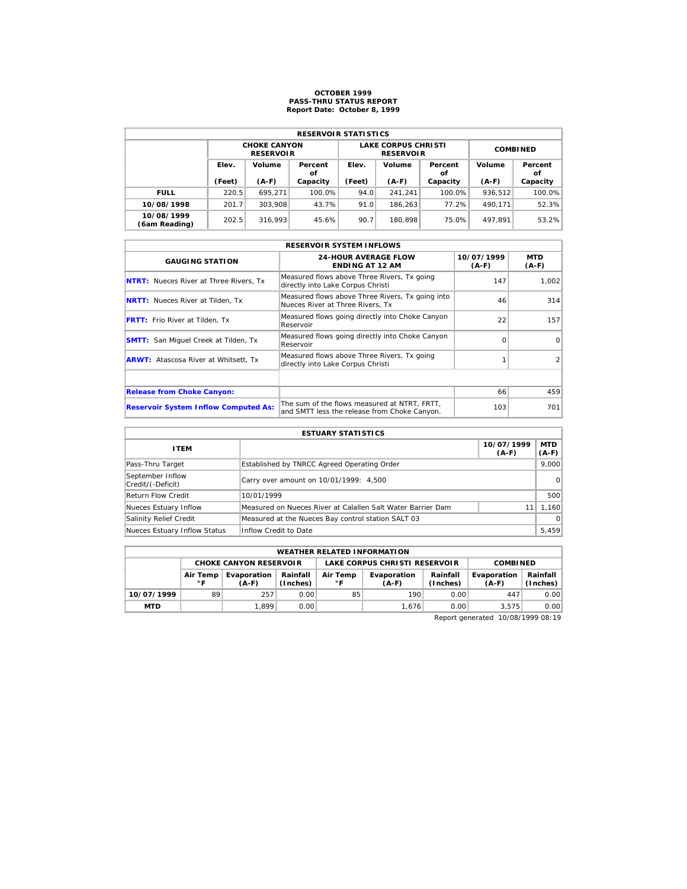# OCTOBER 1999
## PASS-THRU STATUS REPORT
### Report Date: October 8, 1999

| RESERVOIR STATISTICS | | | | | | | | |
|---|---|---|---|---|---|---|---|---|
| | CHOKE CANYON RESERVOIR | | | LAKE CORPUS CHRISTI RESERVOIR | | | COMBINED | |
| | Elev. (Feet) | Volume (A-F) | Percent of Capacity | Elev. (Feet) | Volume (A-F) | Percent of Capacity | Volume (A-F) | Percent of Capacity |
| **FULL** | 220.5 | 695,271 | 100.0% | 94.0 | 241,241 | 100.0% | 936,512 | 100.0% |
| **10/08/1998** | 201.7 | 303,908 | 43.7% | 91.0 | 186,263 | 77.2% | 490,171 | 52.3% |
| **10/08/1999 (6am Reading)** | 202.5 | 316,993 | 45.6% | 90.7 | 180,898 | 75.0% | 497,891 | 53.2% |

| RESERVOIR SYSTEM INFLOWS | | | |
|---|---|---|---|
| GAUGING STATION | 24-HOUR AVERAGE FLOW ENDING AT 12 AM | 10/07/1999 (A-F) | MTD (A-F) |
| **NTRT:** Nueces River at Three Rivers, Tx | Measured flows above Three Rivers, Tx going directly into Lake Corpus Christi | 147 | 1,002 |
| **NRTT:** Nueces River at Tilden, Tx | Measured flows above Three Rivers, Tx going into Nueces River at Three Rivers, Tx | 46 | 314 |
| **FRTT:** Frio River at Tilden, Tx | Measured flows going directly into Choke Canyon Reservoir | 22 | 157 |
| **SMTT:** San Miguel Creek at Tilden, Tx | Measured flows going directly into Choke Canyon Reservoir | 0 | 0 |
| **ARWT:** Atascosa River at Whitsett, Tx | Measured flows above Three Rivers, Tx going directly into Lake Corpus Christi | 1 | 2 |
| | | | |
| **Release from Choke Canyon:** | | 66 | 459 |
| **Reservoir System Inflow Computed As:** | The sum of the flows measured at NTRT, FRTT, and SMTT less the release from Choke Canyon. | 103 | 701 |

| ESTUARY STATISTICS | | | |
|---|---|---|---|
| ITEM | | 10/07/1999 (A-F) | MTD (A-F) |
| Pass-Thru Target | Established by TNRCC Agreed Operating Order | | 9,000 |
| September Inflow Credit/(-Deficit) | Carry over amount on 10/01/1999: 4,500 | | 0 |
| Return Flow Credit | 10/01/1999 | | 500 |
| Nueces Estuary Inflow | Measured on Nueces River at Calallen Salt Water Barrier Dam | 11 | 1,160 |
| Salinity Relief Credit | Measured at the Nueces Bay control station SALT 03 | | 0 |
| Nueces Estuary Inflow Status | Inflow Credit to Date | | 5,459 |

| WEATHER RELATED INFORMATION | | | | | | | | |
|---|---|---|---|---|---|---|---|---|
| | CHOKE CANYON RESERVOIR | | | LAKE CORPUS CHRISTI RESERVOIR | | | COMBINED | |
| | Air Temp °F | Evaporation (A-F) | Rainfall (Inches) | Air Temp °F | Evaporation (A-F) | Rainfall (Inches) | Evaporation (A-F) | Rainfall (Inches) |
| **10/07/1999** | 89 | 257 | 0.00 | 85 | 190 | 0.00 | 447 | 0.00 |
| **MTD** | | 1,899 | 0.00 | | 1,676 | 0.00 | 3,575 | 0.00 |

Report generated 10/08/1999 08:19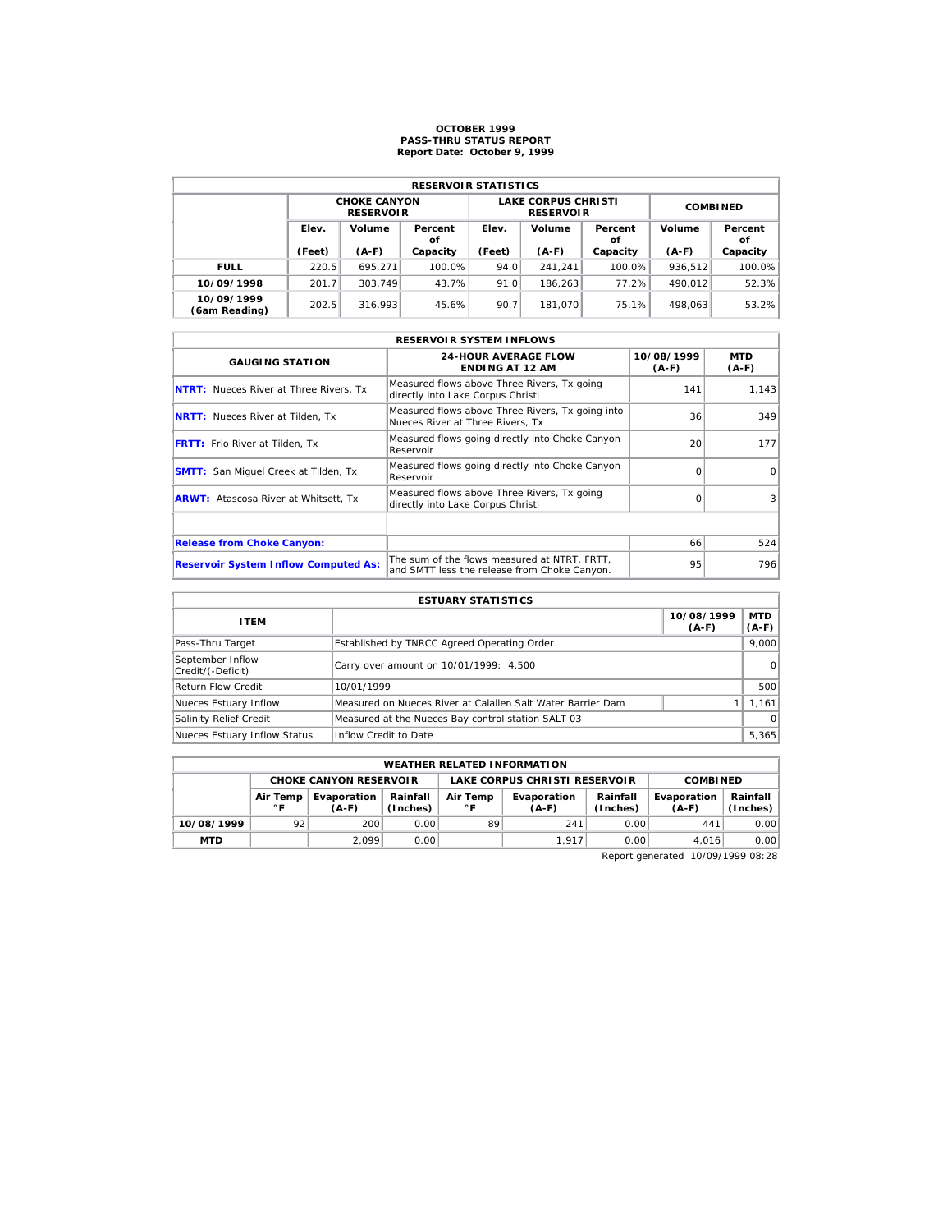# OCTOBER 1999
## PASS-THRU STATUS REPORT
### Report Date: October 9, 1999

| RESERVOIR STATISTICS | | | | | | | | |
|---|---|---|---|---|---|---|---|---|
| | CHOKE CANYON RESERVOIR | | | LAKE CORPUS CHRISTI RESERVOIR | | | COMBINED | |
| | Elev. (Feet) | Volume (A-F) | Percent of Capacity | Elev. (Feet) | Volume (A-F) | Percent of Capacity | Volume (A-F) | Percent of Capacity |
| **FULL** | 220.5 | 695,271 | 100.0% | 94.0 | 241,241 | 100.0% | 936,512 | 100.0% |
| **10/09/1998** | 201.7 | 303,749 | 43.7% | 91.0 | 186,263 | 77.2% | 490,012 | 52.3% |
| **10/09/1999 (6am Reading)** | 202.5 | 316,993 | 45.6% | 90.7 | 181,070 | 75.1% | 498,063 | 53.2% |

| RESERVOIR SYSTEM INFLOWS | | | |
|---|---|---|---|
| GAUGING STATION | 24-HOUR AVERAGE FLOW ENDING AT 12 AM | 10/08/1999 (A-F) | MTD (A-F) |
| **NTRT:** Nueces River at Three Rivers, Tx | Measured flows above Three Rivers, Tx going directly into Lake Corpus Christi | 141 | 1,143 |
| **NRTT:** Nueces River at Tilden, Tx | Measured flows above Three Rivers, Tx going into Nueces River at Three Rivers, Tx | 36 | 349 |
| **FRTT:** Frio River at Tilden, Tx | Measured flows going directly into Choke Canyon Reservoir | 20 | 177 |
| **SMTT:** San Miguel Creek at Tilden, Tx | Measured flows going directly into Choke Canyon Reservoir | 0 | 0 |
| **ARWT:** Atascosa River at Whitsett, Tx | Measured flows above Three Rivers, Tx going directly into Lake Corpus Christi | 0 | 3 |
| | | | |
| **Release from Choke Canyon:** | | 66 | 524 |
| **Reservoir System Inflow Computed As:** | The sum of the flows measured at NTRT, FRTT, and SMTT less the release from Choke Canyon. | 95 | 796 |

| ESTUARY STATISTICS | | | |
|---|---|---|---|
| ITEM | | 10/08/1999 (A-F) | MTD (A-F) |
| Pass-Thru Target | Established by TNRCC Agreed Operating Order | | 9,000 |
| September Inflow Credit/(-Deficit) | Carry over amount on 10/01/1999: 4,500 | | 0 |
| Return Flow Credit | 10/01/1999 | | 500 |
| Nueces Estuary Inflow | Measured on Nueces River at Calallen Salt Water Barrier Dam | 1 | 1,161 |
| Salinity Relief Credit | Measured at the Nueces Bay control station SALT 03 | | 0 |
| Nueces Estuary Inflow Status | Inflow Credit to Date | | 5,365 |

| WEATHER RELATED INFORMATION | | | | | | | | |
|---|---|---|---|---|---|---|---|---|
| | CHOKE CANYON RESERVOIR | | | LAKE CORPUS CHRISTI RESERVOIR | | | COMBINED | |
| | Air Temp °F | Evaporation (A-F) | Rainfall (Inches) | Air Temp °F | Evaporation (A-F) | Rainfall (Inches) | Evaporation (A-F) | Rainfall (Inches) |
| **10/08/1999** | 92 | 200 | 0.00 | 89 | 241 | 0.00 | 441 | 0.00 |
| **MTD** | | 2,099 | 0.00 | | 1,917 | 0.00 | 4,016 | 0.00 |

Report generated 10/09/1999 08:28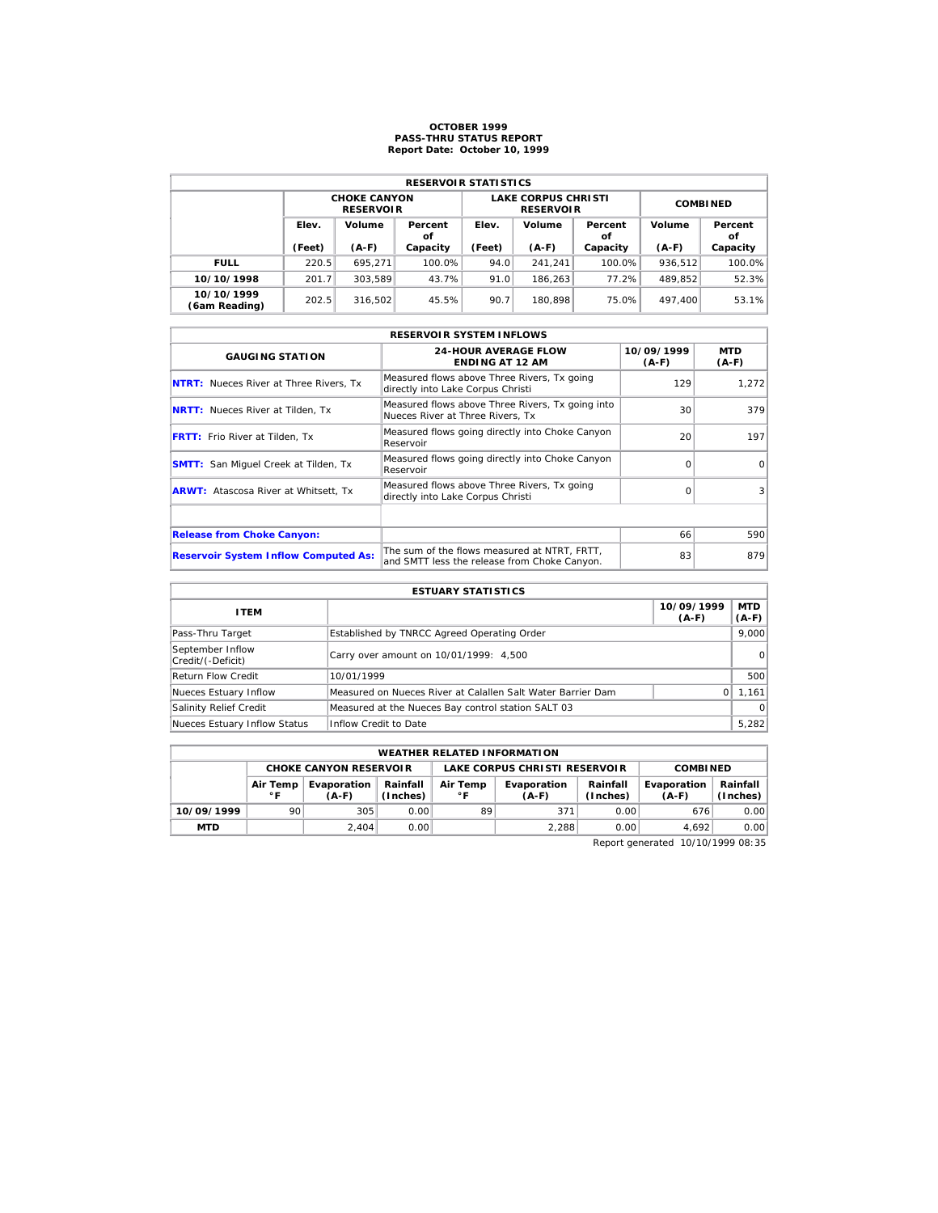# OCTOBER 1999
## PASS-THRU STATUS REPORT
### Report Date: October 10, 1999

| RESERVOIR STATISTICS | | | | | | | | |
|---|---|---|---|---|---|---|---|---|
| | CHOKE CANYON RESERVOIR | | | LAKE CORPUS CHRISTI RESERVOIR | | | COMBINED | |
| | Elev. (Feet) | Volume (A-F) | Percent of Capacity | Elev. (Feet) | Volume (A-F) | Percent of Capacity | Volume (A-F) | Percent of Capacity |
| **FULL** | 220.5 | 695,271 | 100.0% | 94.0 | 241,241 | 100.0% | 936,512 | 100.0% |
| **10/10/1998** | 201.7 | 303,589 | 43.7% | 91.0 | 186,263 | 77.2% | 489,852 | 52.3% |
| **10/10/1999 (6am Reading)** | 202.5 | 316,502 | 45.5% | 90.7 | 180,898 | 75.0% | 497,400 | 53.1% |

| RESERVOIR SYSTEM INFLOWS | | | |
|---|---|---|---|
| GAUGING STATION | 24-HOUR AVERAGE FLOW ENDING AT 12 AM | 10/09/1999 (A-F) | MTD (A-F) |
| **NTRT:** Nueces River at Three Rivers, Tx | Measured flows above Three Rivers, Tx going directly into Lake Corpus Christi | 129 | 1,272 |
| **NRTT:** Nueces River at Tilden, Tx | Measured flows above Three Rivers, Tx going into Nueces River at Three Rivers, Tx | 30 | 379 |
| **FRTT:** Frio River at Tilden, Tx | Measured flows going directly into Choke Canyon Reservoir | 20 | 197 |
| **SMTT:** San Miguel Creek at Tilden, Tx | Measured flows going directly into Choke Canyon Reservoir | 0 | 0 |
| **ARWT:** Atascosa River at Whitsett, Tx | Measured flows above Three Rivers, Tx going directly into Lake Corpus Christi | 0 | 3 |
| | | | |
| **Release from Choke Canyon:** | | 66 | 590 |
| **Reservoir System Inflow Computed As:** | The sum of the flows measured at NTRT, FRTT, and SMTT less the release from Choke Canyon. | 83 | 879 |

| ESTUARY STATISTICS | | | |
|---|---|---|---|
| ITEM | | 10/09/1999 (A-F) | MTD (A-F) |
| Pass-Thru Target | Established by TNRCC Agreed Operating Order | | 9,000 |
| September Inflow Credit/(-Deficit) | Carry over amount on 10/01/1999: 4,500 | | 0 |
| Return Flow Credit | 10/01/1999 | | 500 |
| Nueces Estuary Inflow | Measured on Nueces River at Calallen Salt Water Barrier Dam | 0 | 1,161 |
| Salinity Relief Credit | Measured at the Nueces Bay control station SALT 03 | | 0 |
| Nueces Estuary Inflow Status | Inflow Credit to Date | | 5,282 |

| WEATHER RELATED INFORMATION | | | | | | | | |
|---|---|---|---|---|---|---|---|---|
| | CHOKE CANYON RESERVOIR | | | LAKE CORPUS CHRISTI RESERVOIR | | | COMBINED | |
| | Air Temp °F | Evaporation (A-F) | Rainfall (Inches) | Air Temp °F | Evaporation (A-F) | Rainfall (Inches) | Evaporation (A-F) | Rainfall (Inches) |
| **10/09/1999** | 90 | 305 | 0.00 | 89 | 371 | 0.00 | 676 | 0.00 |
| **MTD** | | 2,404 | 0.00 | | 2,288 | 0.00 | 4,692 | 0.00 |

Report generated 10/10/1999 08:35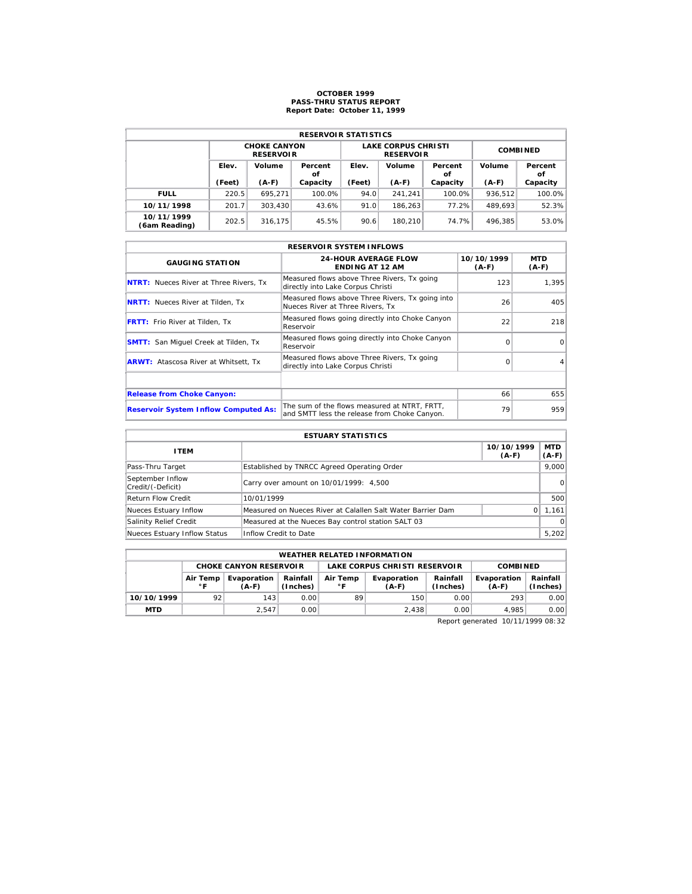# OCTOBER 1999
## PASS-THRU STATUS REPORT
### Report Date: October 11, 1999

| RESERVOIR STATISTICS | | | | | | | | |
|---|---|---|---|---|---|---|---|---|
| | CHOKE CANYON RESERVOIR | | | LAKE CORPUS CHRISTI RESERVOIR | | | COMBINED | |
| | Elev. (Feet) | Volume (A-F) | Percent of Capacity | Elev. (Feet) | Volume (A-F) | Percent of Capacity | Volume (A-F) | Percent of Capacity |
| **FULL** | 220.5 | 695,271 | 100.0% | 94.0 | 241,241 | 100.0% | 936,512 | 100.0% |
| **10/11/1998** | 201.7 | 303,430 | 43.6% | 91.0 | 186,263 | 77.2% | 489,693 | 52.3% |
| **10/11/1999 (6am Reading)** | 202.5 | 316,175 | 45.5% | 90.6 | 180,210 | 74.7% | 496,385 | 53.0% |

| RESERVOIR SYSTEM INFLOWS | | | |
|---|---|---|---|
| GAUGING STATION | 24-HOUR AVERAGE FLOW ENDING AT 12 AM | 10/10/1999 (A-F) | MTD (A-F) |
| **NTRT:** Nueces River at Three Rivers, Tx | Measured flows above Three Rivers, Tx going directly into Lake Corpus Christi | 123 | 1,395 |
| **NRTT:** Nueces River at Tilden, Tx | Measured flows above Three Rivers, Tx going into Nueces River at Three Rivers, Tx | 26 | 405 |
| **FRTT:** Frio River at Tilden, Tx | Measured flows going directly into Choke Canyon Reservoir | 22 | 218 |
| **SMTT:** San Miguel Creek at Tilden, Tx | Measured flows going directly into Choke Canyon Reservoir | 0 | 0 |
| **ARWT:** Atascosa River at Whitsett, Tx | Measured flows above Three Rivers, Tx going directly into Lake Corpus Christi | 0 | 4 |
| | | | |
| **Release from Choke Canyon:** | | 66 | 655 |
| **Reservoir System Inflow Computed As:** | The sum of the flows measured at NTRT, FRTT, and SMTT less the release from Choke Canyon. | 79 | 959 |

| ESTUARY STATISTICS | | | |
|---|---|---|---|
| ITEM | | 10/10/1999 (A-F) | MTD (A-F) |
| Pass-Thru Target | Established by TNRCC Agreed Operating Order | | 9,000 |
| September Inflow Credit/(-Deficit) | Carry over amount on 10/01/1999: 4,500 | | 0 |
| Return Flow Credit | 10/01/1999 | | 500 |
| Nueces Estuary Inflow | Measured on Nueces River at Calallen Salt Water Barrier Dam | 0 | 1,161 |
| Salinity Relief Credit | Measured at the Nueces Bay control station SALT 03 | | 0 |
| Nueces Estuary Inflow Status | Inflow Credit to Date | | 5,202 |

| WEATHER RELATED INFORMATION | | | | | | | | |
|---|---|---|---|---|---|---|---|---|
| | CHOKE CANYON RESERVOIR | | | LAKE CORPUS CHRISTI RESERVOIR | | | COMBINED | |
| | Air Temp °F | Evaporation (A-F) | Rainfall (Inches) | Air Temp °F | Evaporation (A-F) | Rainfall (Inches) | Evaporation (A-F) | Rainfall (Inches) |
| **10/10/1999** | 92 | 143 | 0.00 | 89 | 150 | 0.00 | 293 | 0.00 |
| **MTD** | | 2,547 | 0.00 | | 2,438 | 0.00 | 4,985 | 0.00 |

Report generated 10/11/1999 08:32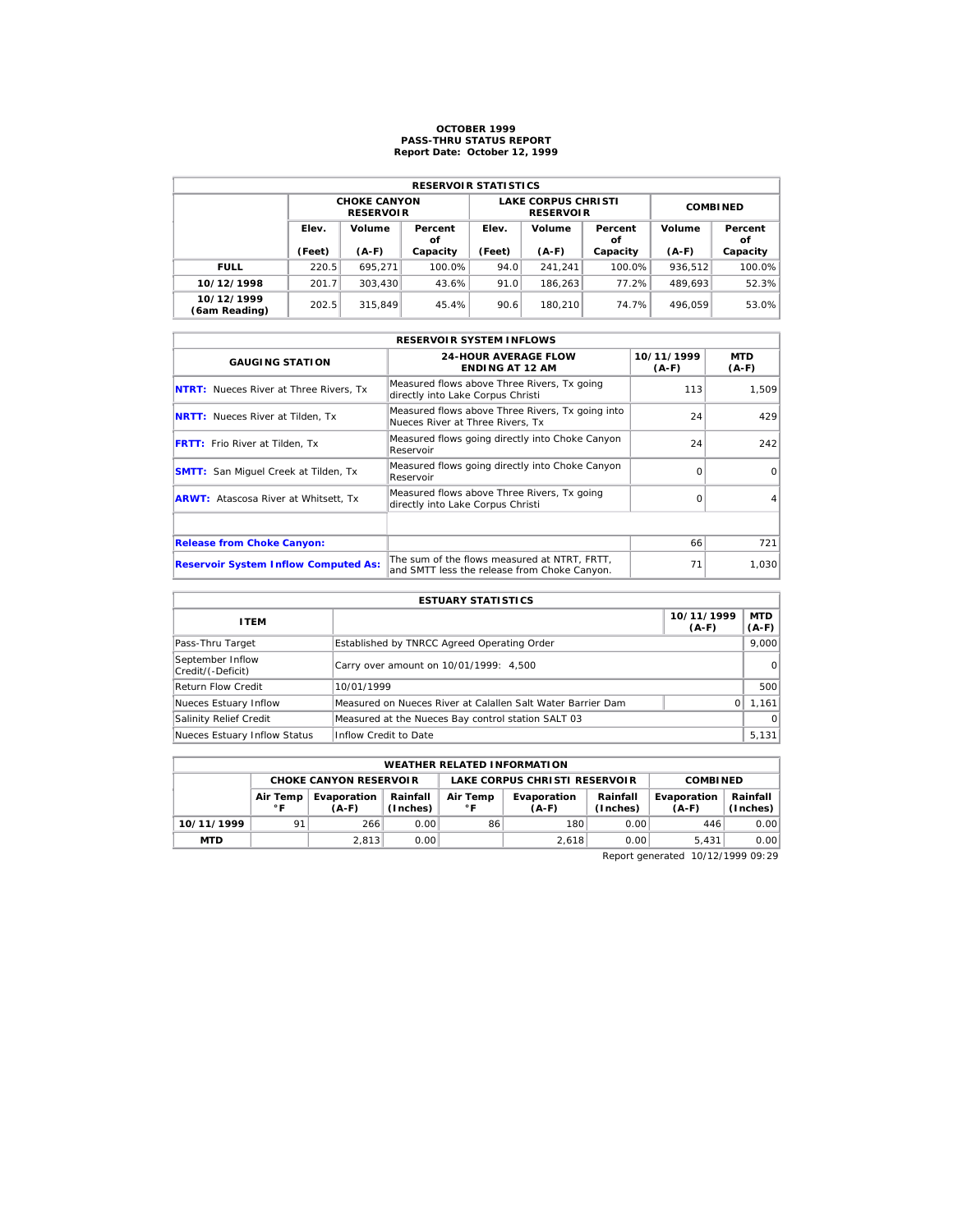# OCTOBER 1999
## PASS-THRU STATUS REPORT
### Report Date: October 12, 1999

| RESERVOIR STATISTICS | | | | | | | | |
|---|---|---|---|---|---|---|---|---|
| | CHOKE CANYON RESERVOIR | | | LAKE CORPUS CHRISTI RESERVOIR | | | COMBINED | |
| | Elev. (Feet) | Volume (A-F) | Percent of Capacity | Elev. (Feet) | Volume (A-F) | Percent of Capacity | Volume (A-F) | Percent of Capacity |
| **FULL** | 220.5 | 695,271 | 100.0% | 94.0 | 241,241 | 100.0% | 936,512 | 100.0% |
| **10/12/1998** | 201.7 | 303,430 | 43.6% | 91.0 | 186,263 | 77.2% | 489,693 | 52.3% |
| **10/12/1999 (6am Reading)** | 202.5 | 315,849 | 45.4% | 90.6 | 180,210 | 74.7% | 496,059 | 53.0% |

| RESERVOIR SYSTEM INFLOWS | | | |
|---|---|---|---|
| GAUGING STATION | 24-HOUR AVERAGE FLOW ENDING AT 12 AM | 10/11/1999 (A-F) | MTD (A-F) |
| **NTRT:** Nueces River at Three Rivers, Tx | Measured flows above Three Rivers, Tx going directly into Lake Corpus Christi | 113 | 1,509 |
| **NRTT:** Nueces River at Tilden, Tx | Measured flows above Three Rivers, Tx going into Nueces River at Three Rivers, Tx | 24 | 429 |
| **FRTT:** Frio River at Tilden, Tx | Measured flows going directly into Choke Canyon Reservoir | 24 | 242 |
| **SMTT:** San Miguel Creek at Tilden, Tx | Measured flows going directly into Choke Canyon Reservoir | 0 | 0 |
| **ARWT:** Atascosa River at Whitsett, Tx | Measured flows above Three Rivers, Tx going directly into Lake Corpus Christi | 0 | 4 |
| | | | |
| **Release from Choke Canyon:** | | 66 | 721 |
| **Reservoir System Inflow Computed As:** | The sum of the flows measured at NTRT, FRTT, and SMTT less the release from Choke Canyon. | 71 | 1,030 |

| ESTUARY STATISTICS | | | |
|---|---|---|---|
| ITEM | | 10/11/1999 (A-F) | MTD (A-F) |
| Pass-Thru Target | Established by TNRCC Agreed Operating Order | | 9,000 |
| September Inflow Credit/(-Deficit) | Carry over amount on 10/01/1999: 4,500 | | 0 |
| Return Flow Credit | 10/01/1999 | | 500 |
| Nueces Estuary Inflow | Measured on Nueces River at Calallen Salt Water Barrier Dam | 0 | 1,161 |
| Salinity Relief Credit | Measured at the Nueces Bay control station SALT 03 | | 0 |
| Nueces Estuary Inflow Status | Inflow Credit to Date | | 5,131 |

| WEATHER RELATED INFORMATION | | | | | | | | |
|---|---|---|---|---|---|---|---|---|
| | CHOKE CANYON RESERVOIR | | | LAKE CORPUS CHRISTI RESERVOIR | | | COMBINED | |
| | Air Temp °F | Evaporation (A-F) | Rainfall (Inches) | Air Temp °F | Evaporation (A-F) | Rainfall (Inches) | Evaporation (A-F) | Rainfall (Inches) |
| **10/11/1999** | 91 | 266 | 0.00 | 86 | 180 | 0.00 | 446 | 0.00 |
| **MTD** | | 2,813 | 0.00 | | 2,618 | 0.00 | 5,431 | 0.00 |

Report generated 10/12/1999 09:29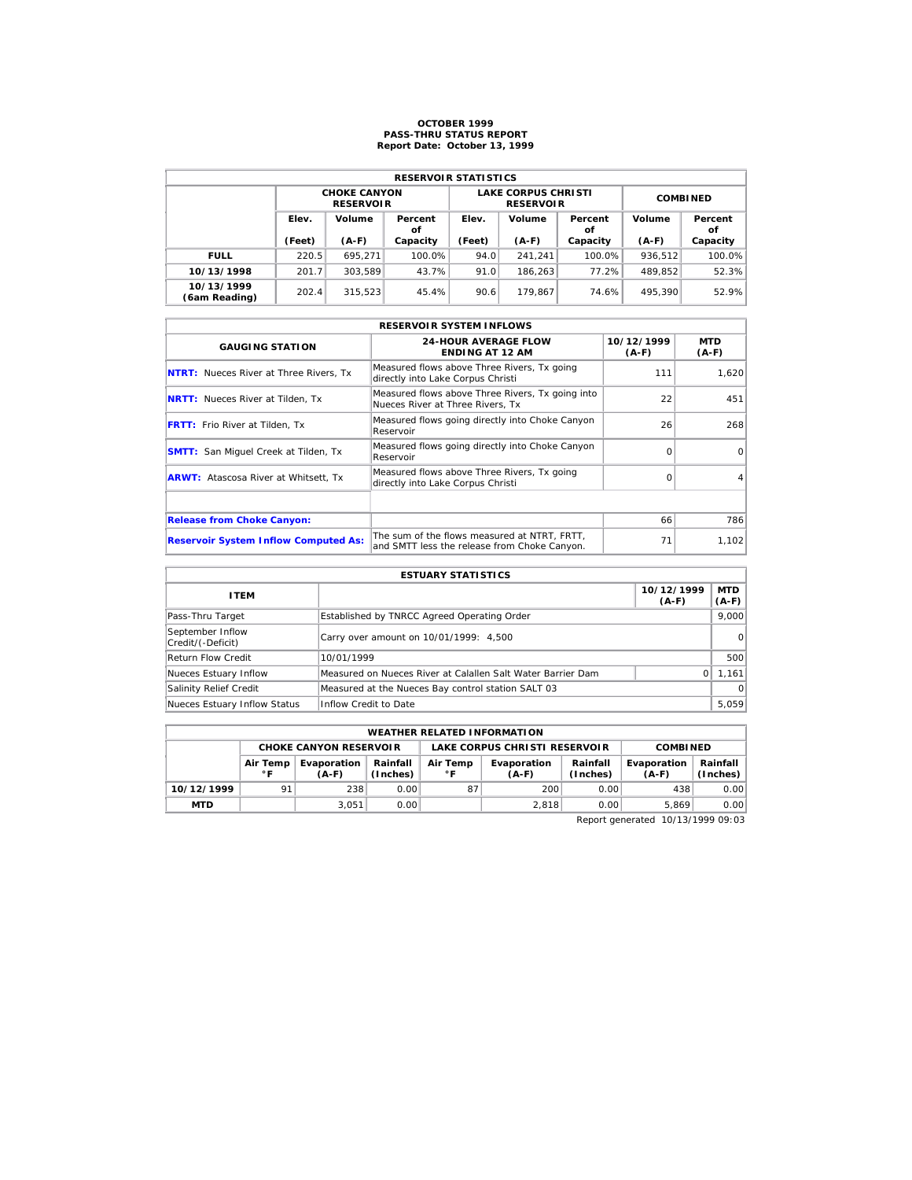# OCTOBER 1999
## PASS-THRU STATUS REPORT
### Report Date: October 13, 1999

| RESERVOIR STATISTICS | | | | | | | | |
|---|---|---|---|---|---|---|---|---|
| | CHOKE CANYON RESERVOIR | | | LAKE CORPUS CHRISTI RESERVOIR | | | COMBINED | |
| | Elev. (Feet) | Volume (A-F) | Percent of Capacity | Elev. (Feet) | Volume (A-F) | Percent of Capacity | Volume (A-F) | Percent of Capacity |
| **FULL** | 220.5 | 695,271 | 100.0% | 94.0 | 241,241 | 100.0% | 936,512 | 100.0% |
| **10/13/1998** | 201.7 | 303,589 | 43.7% | 91.0 | 186,263 | 77.2% | 489,852 | 52.3% |
| **10/13/1999 (6am Reading)** | 202.4 | 315,523 | 45.4% | 90.6 | 179,867 | 74.6% | 495,390 | 52.9% |

| RESERVOIR SYSTEM INFLOWS | | | |
|---|---|---|---|
| GAUGING STATION | 24-HOUR AVERAGE FLOW ENDING AT 12 AM | 10/12/1999 (A-F) | MTD (A-F) |
| **NTRT:** Nueces River at Three Rivers, Tx | Measured flows above Three Rivers, Tx going directly into Lake Corpus Christi | 111 | 1,620 |
| **NRTT:** Nueces River at Tilden, Tx | Measured flows above Three Rivers, Tx going into Nueces River at Three Rivers, Tx | 22 | 451 |
| **FRTT:** Frio River at Tilden, Tx | Measured flows going directly into Choke Canyon Reservoir | 26 | 268 |
| **SMTT:** San Miguel Creek at Tilden, Tx | Measured flows going directly into Choke Canyon Reservoir | 0 | 0 |
| **ARWT:** Atascosa River at Whitsett, Tx | Measured flows above Three Rivers, Tx going directly into Lake Corpus Christi | 0 | 4 |
| | | | |
| **Release from Choke Canyon:** | | 66 | 786 |
| **Reservoir System Inflow Computed As:** | The sum of the flows measured at NTRT, FRTT, and SMTT less the release from Choke Canyon. | 71 | 1,102 |

| ESTUARY STATISTICS | | | |
|---|---|---|---|
| ITEM | | 10/12/1999 (A-F) | MTD (A-F) |
| Pass-Thru Target | Established by TNRCC Agreed Operating Order | | 9,000 |
| September Inflow Credit/(-Deficit) | Carry over amount on 10/01/1999: 4,500 | | 0 |
| Return Flow Credit | 10/01/1999 | | 500 |
| Nueces Estuary Inflow | Measured on Nueces River at Calallen Salt Water Barrier Dam | 0 | 1,161 |
| Salinity Relief Credit | Measured at the Nueces Bay control station SALT 03 | | 0 |
| Nueces Estuary Inflow Status | Inflow Credit to Date | | 5,059 |

| WEATHER RELATED INFORMATION | | | | | | | | |
|---|---|---|---|---|---|---|---|---|
| | CHOKE CANYON RESERVOIR | | | LAKE CORPUS CHRISTI RESERVOIR | | | COMBINED | |
| | Air Temp °F | Evaporation (A-F) | Rainfall (Inches) | Air Temp °F | Evaporation (A-F) | Rainfall (Inches) | Evaporation (A-F) | Rainfall (Inches) |
| **10/12/1999** | 91 | 238 | 0.00 | 87 | 200 | 0.00 | 438 | 0.00 |
| **MTD** | | 3,051 | 0.00 | | 2,818 | 0.00 | 5,869 | 0.00 |

Report generated 10/13/1999 09:03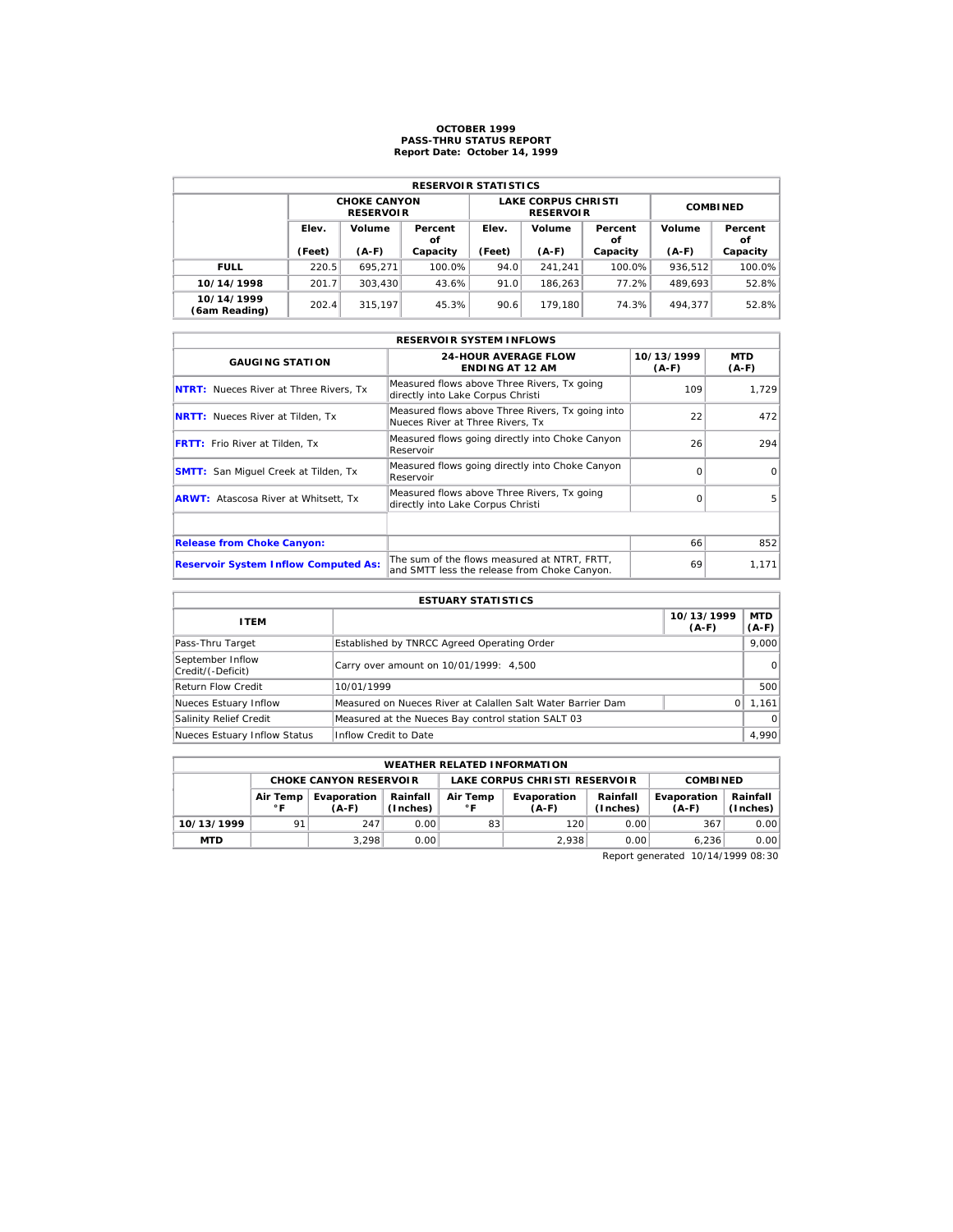# OCTOBER 1999
## PASS-THRU STATUS REPORT
### Report Date: October 14, 1999

| RESERVOIR STATISTICS | | | | | | | | |
|---|---|---|---|---|---|---|---|---|
| | CHOKE CANYON RESERVOIR | | | LAKE CORPUS CHRISTI RESERVOIR | | | COMBINED | |
| | Elev. (Feet) | Volume (A-F) | Percent of Capacity | Elev. (Feet) | Volume (A-F) | Percent of Capacity | Volume (A-F) | Percent of Capacity |
| **FULL** | 220.5 | 695,271 | 100.0% | 94.0 | 241,241 | 100.0% | 936,512 | 100.0% |
| **10/14/1998** | 201.7 | 303,430 | 43.6% | 91.0 | 186,263 | 77.2% | 489,693 | 52.8% |
| **10/14/1999 (6am Reading)** | 202.4 | 315,197 | 45.3% | 90.6 | 179,180 | 74.3% | 494,377 | 52.8% |

| RESERVOIR SYSTEM INFLOWS | | | |
|---|---|---|---|
| GAUGING STATION | 24-HOUR AVERAGE FLOW ENDING AT 12 AM | 10/13/1999 (A-F) | MTD (A-F) |
| **NTRT:** Nueces River at Three Rivers, Tx | Measured flows above Three Rivers, Tx going directly into Lake Corpus Christi | 109 | 1,729 |
| **NRTT:** Nueces River at Tilden, Tx | Measured flows above Three Rivers, Tx going into Nueces River at Three Rivers, Tx | 22 | 472 |
| **FRTT:** Frio River at Tilden, Tx | Measured flows going directly into Choke Canyon Reservoir | 26 | 294 |
| **SMTT:** San Miguel Creek at Tilden, Tx | Measured flows going directly into Choke Canyon Reservoir | 0 | 0 |
| **ARWT:** Atascosa River at Whitsett, Tx | Measured flows above Three Rivers, Tx going directly into Lake Corpus Christi | 0 | 5 |
| | | | |
| **Release from Choke Canyon:** | | 66 | 852 |
| **Reservoir System Inflow Computed As:** | The sum of the flows measured at NTRT, FRTT, and SMTT less the release from Choke Canyon. | 69 | 1,171 |

| ESTUARY STATISTICS | | | |
|---|---|---|---|
| ITEM | | 10/13/1999 (A-F) | MTD (A-F) |
| Pass-Thru Target | Established by TNRCC Agreed Operating Order | | 9,000 |
| September Inflow Credit/(-Deficit) | Carry over amount on 10/01/1999: 4,500 | | 0 |
| Return Flow Credit | 10/01/1999 | | 500 |
| Nueces Estuary Inflow | Measured on Nueces River at Calallen Salt Water Barrier Dam | 0 | 1,161 |
| Salinity Relief Credit | Measured at the Nueces Bay control station SALT 03 | | 0 |
| Nueces Estuary Inflow Status | Inflow Credit to Date | | 4,990 |

| WEATHER RELATED INFORMATION | | | | | | | | |
|---|---|---|---|---|---|---|---|---|
| | CHOKE CANYON RESERVOIR | | | LAKE CORPUS CHRISTI RESERVOIR | | | COMBINED | |
| | Air Temp °F | Evaporation (A-F) | Rainfall (Inches) | Air Temp °F | Evaporation (A-F) | Rainfall (Inches) | Evaporation (A-F) | Rainfall (Inches) |
| **10/13/1999** | 91 | 247 | 0.00 | 83 | 120 | 0.00 | 367 | 0.00 |
| **MTD** | | 3,298 | 0.00 | | 2,938 | 0.00 | 6,236 | 0.00 |

Report generated 10/14/1999 08:30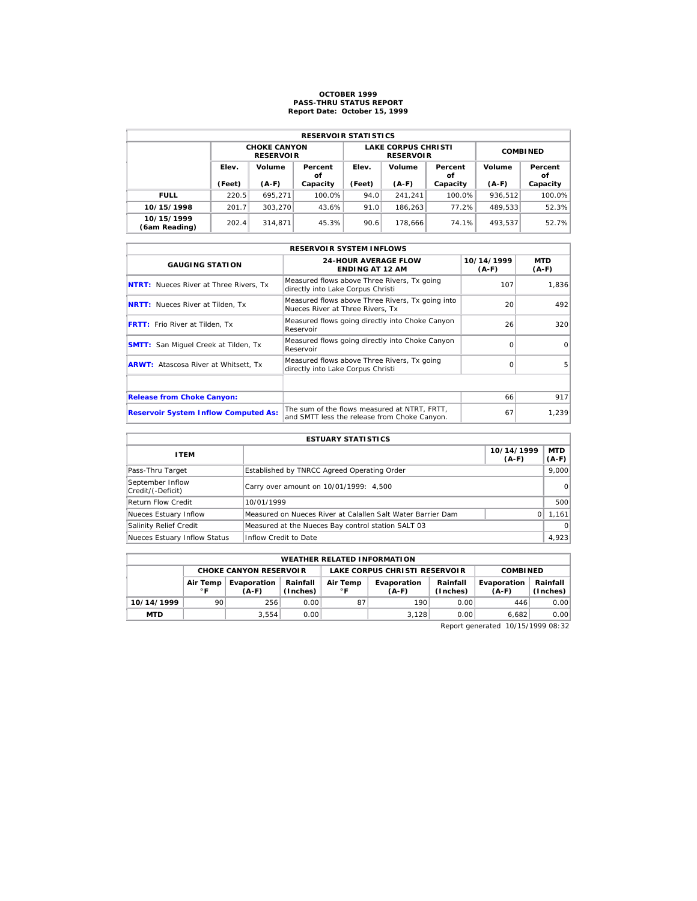# OCTOBER 1999
## PASS-THRU STATUS REPORT
### Report Date: October 15, 1999

| RESERVOIR STATISTICS | | | | | | | | |
|---|---|---|---|---|---|---|---|---|
| | CHOKE CANYON RESERVOIR | | | LAKE CORPUS CHRISTI RESERVOIR | | | COMBINED | |
| | Elev. (Feet) | Volume (A-F) | Percent of Capacity | Elev. (Feet) | Volume (A-F) | Percent of Capacity | Volume (A-F) | Percent of Capacity |
| **FULL** | 220.5 | 695,271 | 100.0% | 94.0 | 241,241 | 100.0% | 936,512 | 100.0% |
| **10/15/1998** | 201.7 | 303,270 | 43.6% | 91.0 | 186,263 | 77.2% | 489,533 | 52.3% |
| **10/15/1999 (6am Reading)** | 202.4 | 314,871 | 45.3% | 90.6 | 178,666 | 74.1% | 493,537 | 52.7% |

| RESERVOIR SYSTEM INFLOWS | | | |
|---|---|---|---|
| **GAUGING STATION** | **24-HOUR AVERAGE FLOW ENDING AT 12 AM** | **10/14/1999 (A-F)** | **MTD (A-F)** |
| **NTRT:** Nueces River at Three Rivers, Tx | Measured flows above Three Rivers, Tx going directly into Lake Corpus Christi | 107 | 1,836 |
| **NRTT:** Nueces River at Tilden, Tx | Measured flows above Three Rivers, Tx going into Nueces River at Three Rivers, Tx | 20 | 492 |
| **FRTT:** Frio River at Tilden, Tx | Measured flows going directly into Choke Canyon Reservoir | 26 | 320 |
| **SMTT:** San Miguel Creek at Tilden, Tx | Measured flows going directly into Choke Canyon Reservoir | 0 | 0 |
| **ARWT:** Atascosa River at Whitsett, Tx | Measured flows above Three Rivers, Tx going directly into Lake Corpus Christi | 0 | 5 |
| | | | |
| **Release from Choke Canyon:** | | 66 | 917 |
| **Reservoir System Inflow Computed As:** | The sum of the flows measured at NTRT, FRTT, and SMTT less the release from Choke Canyon. | 67 | 1,239 |

| ESTUARY STATISTICS | | | |
|---|---|---|---|
| **ITEM** | | **10/14/1999 (A-F)** | **MTD (A-F)** |
| Pass-Thru Target | Established by TNRCC Agreed Operating Order | | 9,000 |
| September Inflow Credit/(-Deficit) | Carry over amount on 10/01/1999: 4,500 | | 0 |
| Return Flow Credit | 10/01/1999 | | 500 |
| Nueces Estuary Inflow | Measured on Nueces River at Calallen Salt Water Barrier Dam | 0 | 1,161 |
| Salinity Relief Credit | Measured at the Nueces Bay control station SALT 03 | | 0 |
| Nueces Estuary Inflow Status | Inflow Credit to Date | | 4,923 |

| WEATHER RELATED INFORMATION | | | | | | | | |
|---|---|---|---|---|---|---|---|---|
| | CHOKE CANYON RESERVOIR | | | LAKE CORPUS CHRISTI RESERVOIR | | | COMBINED | |
| | Air Temp °F | Evaporation (A-F) | Rainfall (Inches) | Air Temp °F | Evaporation (A-F) | Rainfall (Inches) | Evaporation (A-F) | Rainfall (Inches) |
| **10/14/1999** | 90 | 256 | 0.00 | 87 | 190 | 0.00 | 446 | 0.00 |
| **MTD** | | 3,554 | 0.00 | | 3,128 | 0.00 | 6,682 | 0.00 |

Report generated 10/15/1999 08:32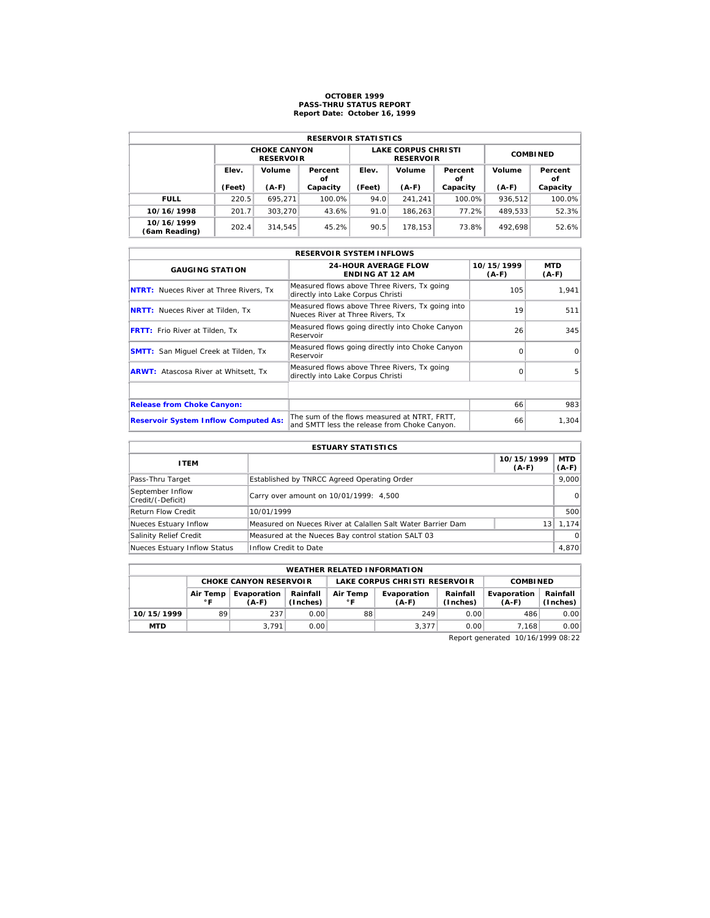# OCTOBER 1999
## PASS-THRU STATUS REPORT
### Report Date: October 16, 1999

| RESERVOIR STATISTICS | | | | | | | | |
|---|---|---|---|---|---|---|---|---|
| | CHOKE CANYON RESERVOIR | | | LAKE CORPUS CHRISTI RESERVOIR | | | COMBINED | |
| | Elev. (Feet) | Volume (A-F) | Percent of Capacity | Elev. (Feet) | Volume (A-F) | Percent of Capacity | Volume (A-F) | Percent of Capacity |
| FULL | 220.5 | 695,271 | 100.0% | 94.0 | 241,241 | 100.0% | 936,512 | 100.0% |
| 10/16/1998 | 201.7 | 303,270 | 43.6% | 91.0 | 186,263 | 77.2% | 489,533 | 52.3% |
| 10/16/1999 (6am Reading) | 202.4 | 314,545 | 45.2% | 90.5 | 178,153 | 73.8% | 492,698 | 52.6% |

| RESERVOIR SYSTEM INFLOWS | | | |
|---|---|---|---|
| GAUGING STATION | 24-HOUR AVERAGE FLOW ENDING AT 12 AM | 10/15/1999 (A-F) | MTD (A-F) |
| NTRT: Nueces River at Three Rivers, Tx | Measured flows above Three Rivers, Tx going directly into Lake Corpus Christi | 105 | 1,941 |
| NRTT: Nueces River at Tilden, Tx | Measured flows above Three Rivers, Tx going into Nueces River at Three Rivers, Tx | 19 | 511 |
| FRTT: Frio River at Tilden, Tx | Measured flows going directly into Choke Canyon Reservoir | 26 | 345 |
| SMTT: San Miguel Creek at Tilden, Tx | Measured flows going directly into Choke Canyon Reservoir | 0 | 0 |
| ARWT: Atascosa River at Whitsett, Tx | Measured flows above Three Rivers, Tx going directly into Lake Corpus Christi | 0 | 5 |
| | | | |
| Release from Choke Canyon: | | 66 | 983 |
| Reservoir System Inflow Computed As: | The sum of the flows measured at NTRT, FRTT, and SMTT less the release from Choke Canyon. | 66 | 1,304 |

| ESTUARY STATISTICS | | | |
|---|---|---|---|
| ITEM | | 10/15/1999 (A-F) | MTD (A-F) |
| Pass-Thru Target | Established by TNRCC Agreed Operating Order | | 9,000 |
| September Inflow Credit/(-Deficit) | Carry over amount on 10/01/1999: 4,500 | | 0 |
| Return Flow Credit | 10/01/1999 | | 500 |
| Nueces Estuary Inflow | Measured on Nueces River at Calallen Salt Water Barrier Dam | 13 | 1,174 |
| Salinity Relief Credit | Measured at the Nueces Bay control station SALT 03 | | 0 |
| Nueces Estuary Inflow Status | Inflow Credit to Date | | 4,870 |

| WEATHER RELATED INFORMATION | | | | | | | | |
|---|---|---|---|---|---|---|---|---|
| | CHOKE CANYON RESERVOIR | | | LAKE CORPUS CHRISTI RESERVOIR | | | COMBINED | |
| | Air Temp °F | Evaporation (A-F) | Rainfall (Inches) | Air Temp °F | Evaporation (A-F) | Rainfall (Inches) | Evaporation (A-F) | Rainfall (Inches) |
| 10/15/1999 | 89 | 237 | 0.00 | 88 | 249 | 0.00 | 486 | 0.00 |
| MTD | | 3,791 | 0.00 | | 3,377 | 0.00 | 7,168 | 0.00 |

Report generated 10/16/1999 08:22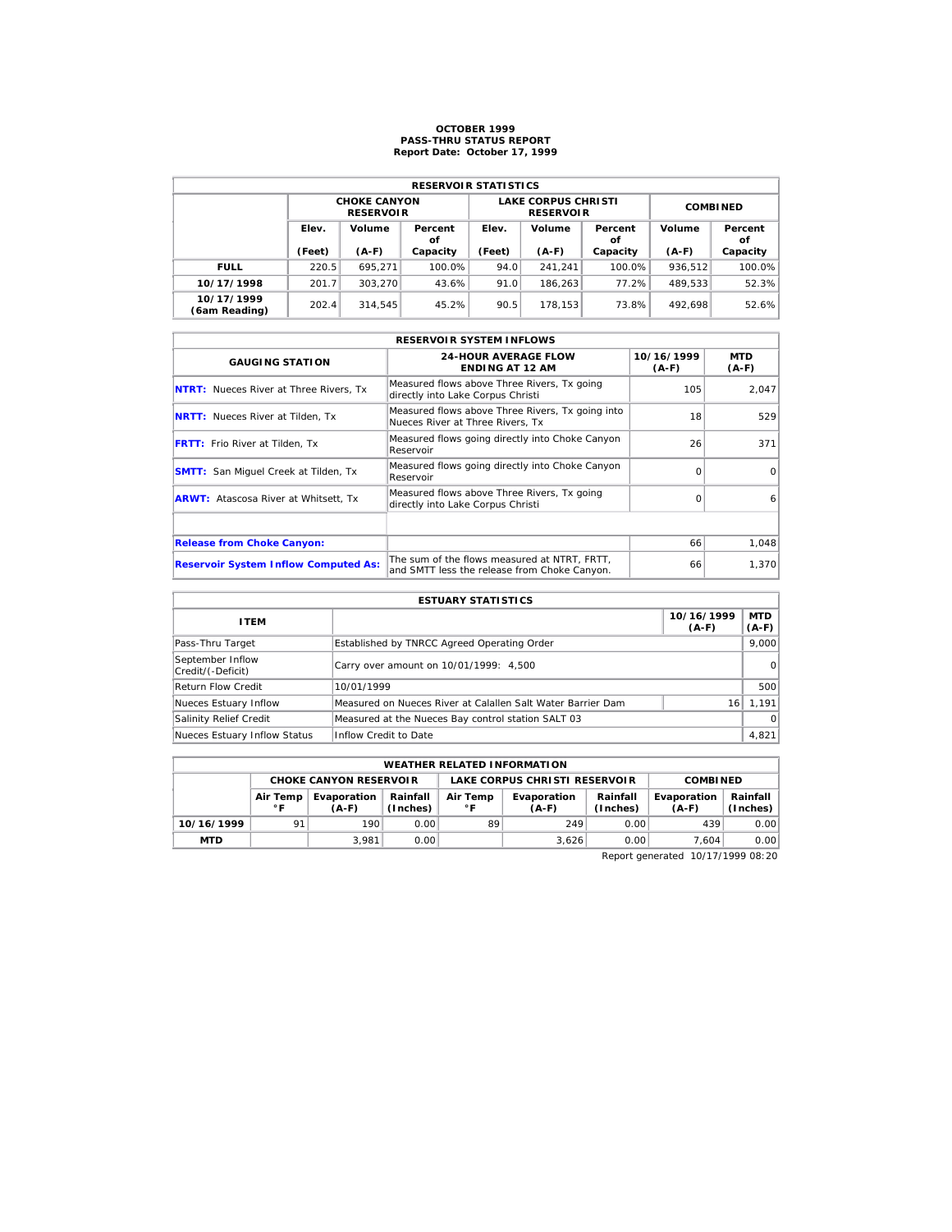# OCTOBER 1999
## PASS-THRU STATUS REPORT
### Report Date: October 17, 1999

| RESERVOIR STATISTICS | | | | | | | | |
|---|---|---|---|---|---|---|---|---|
| | CHOKE CANYON RESERVOIR | | | LAKE CORPUS CHRISTI RESERVOIR | | | COMBINED | |
| | Elev. (Feet) | Volume (A-F) | Percent of Capacity | Elev. (Feet) | Volume (A-F) | Percent of Capacity | Volume (A-F) | Percent of Capacity |
| **FULL** | 220.5 | 695,271 | 100.0% | 94.0 | 241,241 | 100.0% | 936,512 | 100.0% |
| **10/17/1998** | 201.7 | 303,270 | 43.6% | 91.0 | 186,263 | 77.2% | 489,533 | 52.3% |
| **10/17/1999 (6am Reading)** | 202.4 | 314,545 | 45.2% | 90.5 | 178,153 | 73.8% | 492,698 | 52.6% |

| RESERVOIR SYSTEM INFLOWS | | | |
|---|---|---|---|
| GAUGING STATION | 24-HOUR AVERAGE FLOW ENDING AT 12 AM | 10/16/1999 (A-F) | MTD (A-F) |
| **NTRT:** Nueces River at Three Rivers, Tx | Measured flows above Three Rivers, Tx going directly into Lake Corpus Christi | 105 | 2,047 |
| **NRTT:** Nueces River at Tilden, Tx | Measured flows above Three Rivers, Tx going into Nueces River at Three Rivers, Tx | 18 | 529 |
| **FRTT:** Frio River at Tilden, Tx | Measured flows going directly into Choke Canyon Reservoir | 26 | 371 |
| **SMTT:** San Miguel Creek at Tilden, Tx | Measured flows going directly into Choke Canyon Reservoir | 0 | 0 |
| **ARWT:** Atascosa River at Whitsett, Tx | Measured flows above Three Rivers, Tx going directly into Lake Corpus Christi | 0 | 6 |
| | | | |
| **Release from Choke Canyon:** | | 66 | 1,048 |
| **Reservoir System Inflow Computed As:** | The sum of the flows measured at NTRT, FRTT, and SMTT less the release from Choke Canyon. | 66 | 1,370 |

| ESTUARY STATISTICS | | | |
|---|---|---|---|
| ITEM | | 10/16/1999 (A-F) | MTD (A-F) |
| Pass-Thru Target | Established by TNRCC Agreed Operating Order | | 9,000 |
| September Inflow Credit/(-Deficit) | Carry over amount on 10/01/1999: 4,500 | | 0 |
| Return Flow Credit | 10/01/1999 | | 500 |
| Nueces Estuary Inflow | Measured on Nueces River at Calallen Salt Water Barrier Dam | 16 | 1,191 |
| Salinity Relief Credit | Measured at the Nueces Bay control station SALT 03 | | 0 |
| Nueces Estuary Inflow Status | Inflow Credit to Date | | 4,821 |

| WEATHER RELATED INFORMATION | | | | | | | | |
|---|---|---|---|---|---|---|---|---|
| | CHOKE CANYON RESERVOIR | | | LAKE CORPUS CHRISTI RESERVOIR | | | COMBINED | |
| | Air Temp °F | Evaporation (A-F) | Rainfall (Inches) | Air Temp °F | Evaporation (A-F) | Rainfall (Inches) | Evaporation (A-F) | Rainfall (Inches) |
| **10/16/1999** | 91 | 190 | 0.00 | 89 | 249 | 0.00 | 439 | 0.00 |
| **MTD** | | 3,981 | 0.00 | | 3,626 | 0.00 | 7,604 | 0.00 |

Report generated 10/17/1999 08:20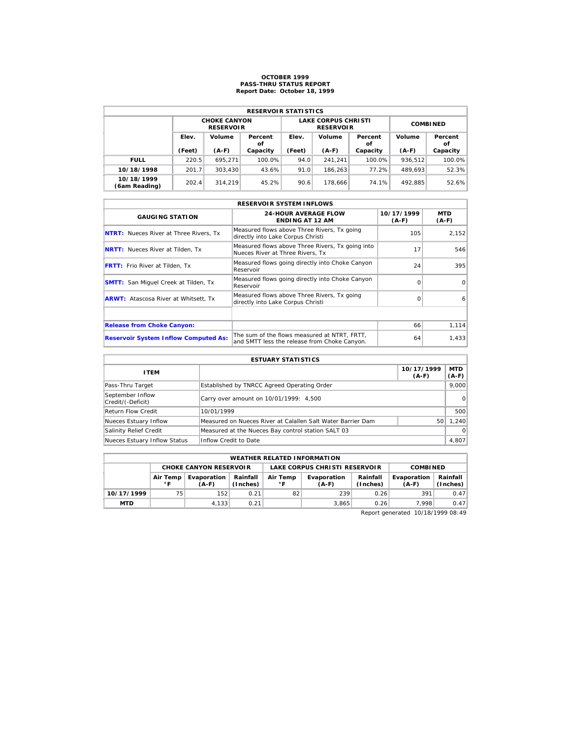# OCTOBER 1999
## PASS-THRU STATUS REPORT
### Report Date: October 18, 1999

| RESERVOIR STATISTICS | | | | | | | | |
|---|---|---|---|---|---|---|---|---|
| | CHOKE CANYON RESERVOIR | | | LAKE CORPUS CHRISTI RESERVOIR | | | COMBINED | |
| | Elev. (Feet) | Volume (A-F) | Percent of Capacity | Elev. (Feet) | Volume (A-F) | Percent of Capacity | Volume (A-F) | Percent of Capacity |
| **FULL** | 220.5 | 695,271 | 100.0% | 94.0 | 241,241 | 100.0% | 936,512 | 100.0% |
| **10/18/1998** | 201.7 | 303,430 | 43.6% | 91.0 | 186,263 | 77.2% | 489,693 | 52.3% |
| **10/18/1999 (6am Reading)** | 202.4 | 314,219 | 45.2% | 90.6 | 178,666 | 74.1% | 492,885 | 52.6% |

| RESERVOIR SYSTEM INFLOWS | | | |
|---|---|---|---|
| GAUGING STATION | 24-HOUR AVERAGE FLOW ENDING AT 12 AM | 10/17/1999 (A-F) | MTD (A-F) |
| **NTRT:** Nueces River at Three Rivers, Tx | Measured flows above Three Rivers, Tx going directly into Lake Corpus Christi | 105 | 2,152 |
| **NRTT:** Nueces River at Tilden, Tx | Measured flows above Three Rivers, Tx going into Nueces River at Three Rivers, Tx | 17 | 546 |
| **FRTT:** Frio River at Tilden, Tx | Measured flows going directly into Choke Canyon Reservoir | 24 | 395 |
| **SMTT:** San Miguel Creek at Tilden, Tx | Measured flows going directly into Choke Canyon Reservoir | 0 | 0 |
| **ARWT:** Atascosa River at Whitsett, Tx | Measured flows above Three Rivers, Tx going directly into Lake Corpus Christi | 0 | 6 |
| | | | |
| **Release from Choke Canyon:** | | 66 | 1,114 |
| **Reservoir System Inflow Computed As:** | The sum of the flows measured at NTRT, FRTT, and SMTT less the release from Choke Canyon. | 64 | 1,433 |

| ESTUARY STATISTICS | | | |
|---|---|---|---|
| ITEM | | 10/17/1999 (A-F) | MTD (A-F) |
| Pass-Thru Target | Established by TNRCC Agreed Operating Order | | 9,000 |
| September Inflow Credit/(-Deficit) | Carry over amount on 10/01/1999: 4,500 | | 0 |
| Return Flow Credit | 10/01/1999 | | 500 |
| Nueces Estuary Inflow | Measured on Nueces River at Calallen Salt Water Barrier Dam | 50 | 1,240 |
| Salinity Relief Credit | Measured at the Nueces Bay control station SALT 03 | | 0 |
| Nueces Estuary Inflow Status | Inflow Credit to Date | | 4,807 |

| WEATHER RELATED INFORMATION | | | | | | | | |
|---|---|---|---|---|---|---|---|---|
| | CHOKE CANYON RESERVOIR | | | LAKE CORPUS CHRISTI RESERVOIR | | | COMBINED | |
| | Air Temp °F | Evaporation (A-F) | Rainfall (Inches) | Air Temp °F | Evaporation (A-F) | Rainfall (Inches) | Evaporation (A-F) | Rainfall (Inches) |
| **10/17/1999** | 75 | 152 | 0.21 | 82 | 239 | 0.26 | 391 | 0.47 |
| **MTD** | | 4,133 | 0.21 | | 3,865 | 0.26 | 7,998 | 0.47 |

Report generated 10/18/1999 08:49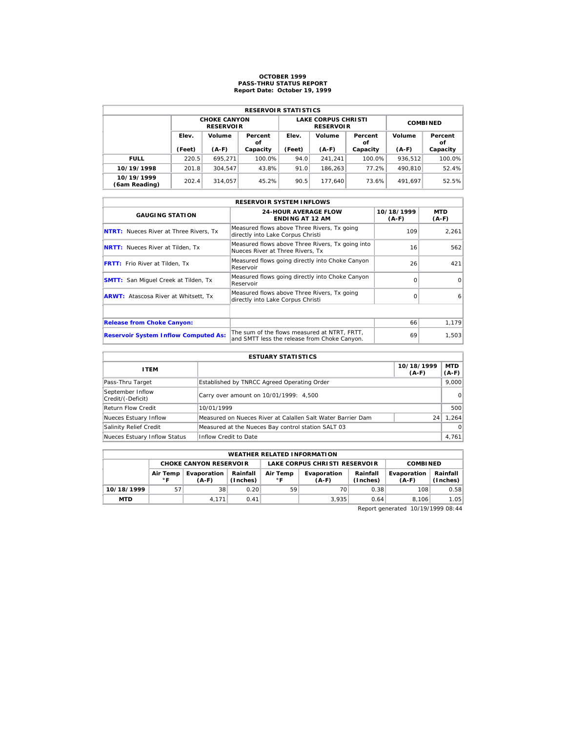# OCTOBER 1999
## PASS-THRU STATUS REPORT
### Report Date: October 19, 1999

| RESERVOIR STATISTICS | | | | | | | | |
|---|---|---|---|---|---|---|---|---|
| | CHOKE CANYON RESERVOIR | | | LAKE CORPUS CHRISTI RESERVOIR | | | COMBINED | |
| | Elev. (Feet) | Volume (A-F) | Percent of Capacity | Elev. (Feet) | Volume (A-F) | Percent of Capacity | Volume (A-F) | Percent of Capacity |
| **FULL** | 220.5 | 695,271 | 100.0% | 94.0 | 241,241 | 100.0% | 936,512 | 100.0% |
| **10/19/1998** | 201.8 | 304,547 | 43.8% | 91.0 | 186,263 | 77.2% | 490,810 | 52.4% |
| **10/19/1999 (6am Reading)** | 202.4 | 314,057 | 45.2% | 90.5 | 177,640 | 73.6% | 491,697 | 52.5% |

| RESERVOIR SYSTEM INFLOWS | | | |
|---|---|---|---|
| GAUGING STATION | 24-HOUR AVERAGE FLOW ENDING AT 12 AM | 10/18/1999 (A-F) | MTD (A-F) |
| **NTRT:** Nueces River at Three Rivers, Tx | Measured flows above Three Rivers, Tx going directly into Lake Corpus Christi | 109 | 2,261 |
| **NRTT:** Nueces River at Tilden, Tx | Measured flows above Three Rivers, Tx going into Nueces River at Three Rivers, Tx | 16 | 562 |
| **FRTT:** Frio River at Tilden, Tx | Measured flows going directly into Choke Canyon Reservoir | 26 | 421 |
| **SMTT:** San Miguel Creek at Tilden, Tx | Measured flows going directly into Choke Canyon Reservoir | 0 | 0 |
| **ARWT:** Atascosa River at Whitsett, Tx | Measured flows above Three Rivers, Tx going directly into Lake Corpus Christi | 0 | 6 |
| | | | |
| **Release from Choke Canyon:** | | 66 | 1,179 |
| **Reservoir System Inflow Computed As:** | The sum of the flows measured at NTRT, FRTT, and SMTT less the release from Choke Canyon. | 69 | 1,503 |

| ESTUARY STATISTICS | | | |
|---|---|---|---|
| ITEM | | 10/18/1999 (A-F) | MTD (A-F) |
| Pass-Thru Target | Established by TNRCC Agreed Operating Order | | 9,000 |
| September Inflow Credit/(-Deficit) | Carry over amount on 10/01/1999: 4,500 | | 0 |
| Return Flow Credit | 10/01/1999 | | 500 |
| Nueces Estuary Inflow | Measured on Nueces River at Calallen Salt Water Barrier Dam | 24 | 1,264 |
| Salinity Relief Credit | Measured at the Nueces Bay control station SALT 03 | | 0 |
| Nueces Estuary Inflow Status | Inflow Credit to Date | | 4,761 |

| WEATHER RELATED INFORMATION | | | | | | | | |
|---|---|---|---|---|---|---|---|---|
| | CHOKE CANYON RESERVOIR | | | LAKE CORPUS CHRISTI RESERVOIR | | | COMBINED | |
| | Air Temp °F | Evaporation (A-F) | Rainfall (Inches) | Air Temp °F | Evaporation (A-F) | Rainfall (Inches) | Evaporation (A-F) | Rainfall (Inches) |
| **10/18/1999** | 57 | 38 | 0.20 | 59 | 70 | 0.38 | 108 | 0.58 |
| **MTD** | | 4,171 | 0.41 | | 3,935 | 0.64 | 8,106 | 1.05 |

Report generated 10/19/1999 08:44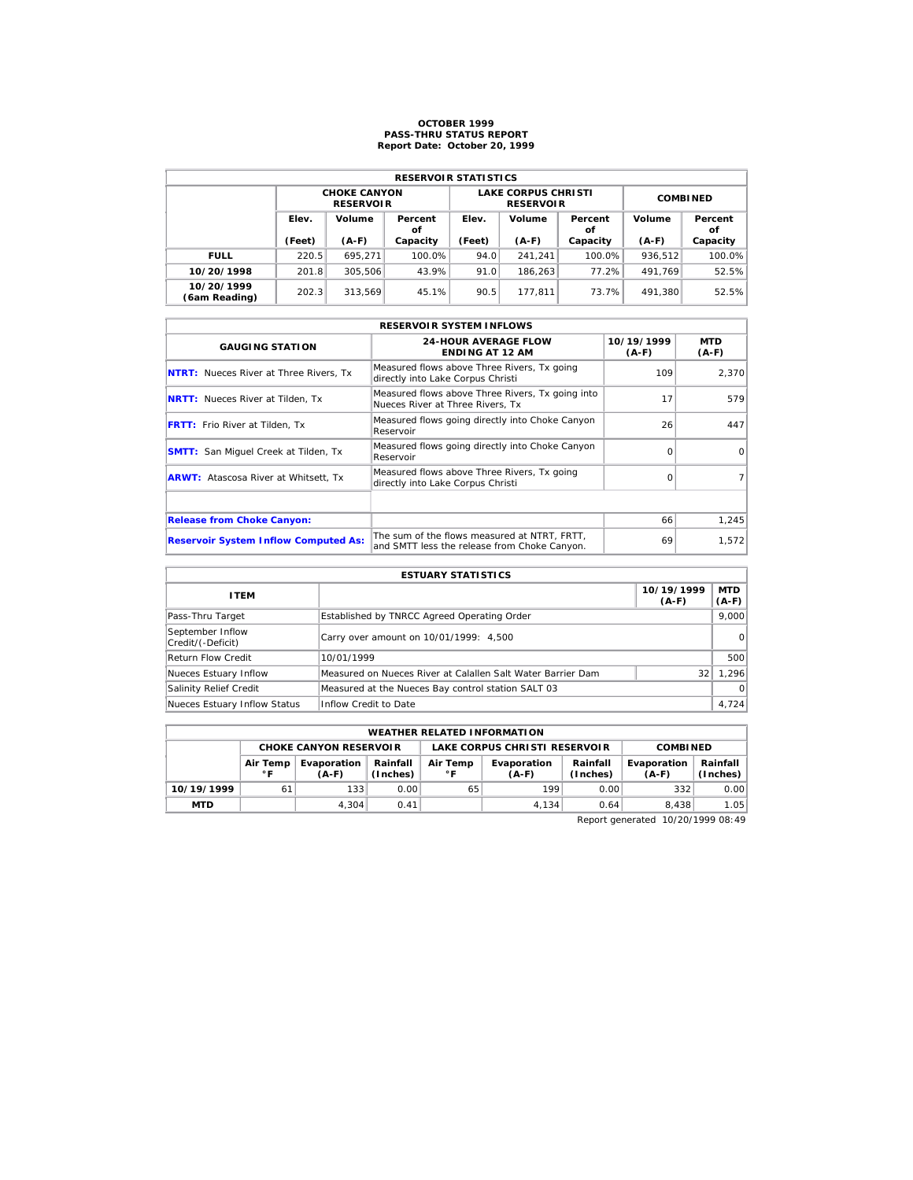# OCTOBER 1999
## PASS-THRU STATUS REPORT
### Report Date: October 20, 1999

| RESERVOIR STATISTICS | | | | | | | | |
|---|---|---|---|---|---|---|---|---|
| | CHOKE CANYON RESERVOIR | | | LAKE CORPUS CHRISTI RESERVOIR | | | COMBINED | |
| | Elev. (Feet) | Volume (A-F) | Percent of Capacity | Elev. (Feet) | Volume (A-F) | Percent of Capacity | Volume (A-F) | Percent of Capacity |
| **FULL** | 220.5 | 695,271 | 100.0% | 94.0 | 241,241 | 100.0% | 936,512 | 100.0% |
| **10/20/1998** | 201.8 | 305,506 | 43.9% | 91.0 | 186,263 | 77.2% | 491,769 | 52.5% |
| **10/20/1999 (6am Reading)** | 202.3 | 313,569 | 45.1% | 90.5 | 177,811 | 73.7% | 491,380 | 52.5% |

| RESERVOIR SYSTEM INFLOWS | | | |
|---|---|---|---|
| GAUGING STATION | 24-HOUR AVERAGE FLOW ENDING AT 12 AM | 10/19/1999 (A-F) | MTD (A-F) |
| **NTRT:** Nueces River at Three Rivers, Tx | Measured flows above Three Rivers, Tx going directly into Lake Corpus Christi | 109 | 2,370 |
| **NRTT:** Nueces River at Tilden, Tx | Measured flows above Three Rivers, Tx going into Nueces River at Three Rivers, Tx | 17 | 579 |
| **FRTT:** Frio River at Tilden, Tx | Measured flows going directly into Choke Canyon Reservoir | 26 | 447 |
| **SMTT:** San Miguel Creek at Tilden, Tx | Measured flows going directly into Choke Canyon Reservoir | 0 | 0 |
| **ARWT:** Atascosa River at Whitsett, Tx | Measured flows above Three Rivers, Tx going directly into Lake Corpus Christi | 0 | 7 |
| | | | |
| **Release from Choke Canyon:** | | 66 | 1,245 |
| **Reservoir System Inflow Computed As:** | The sum of the flows measured at NTRT, FRTT, and SMTT less the release from Choke Canyon. | 69 | 1,572 |

| ESTUARY STATISTICS | | | |
|---|---|---|---|
| ITEM | | 10/19/1999 (A-F) | MTD (A-F) |
| Pass-Thru Target | Established by TNRCC Agreed Operating Order | | 9,000 |
| September Inflow Credit/(-Deficit) | Carry over amount on 10/01/1999: 4,500 | | 0 |
| Return Flow Credit | 10/01/1999 | | 500 |
| Nueces Estuary Inflow | Measured on Nueces River at Calallen Salt Water Barrier Dam | 32 | 1,296 |
| Salinity Relief Credit | Measured at the Nueces Bay control station SALT 03 | | 0 |
| Nueces Estuary Inflow Status | Inflow Credit to Date | | 4,724 |

| WEATHER RELATED INFORMATION | | | | | | | | |
|---|---|---|---|---|---|---|---|---|
| | CHOKE CANYON RESERVOIR | | | LAKE CORPUS CHRISTI RESERVOIR | | | COMBINED | |
| | Air Temp °F | Evaporation (A-F) | Rainfall (Inches) | Air Temp °F | Evaporation (A-F) | Rainfall (Inches) | Evaporation (A-F) | Rainfall (Inches) |
| **10/19/1999** | 61 | 133 | 0.00 | 65 | 199 | 0.00 | 332 | 0.00 |
| **MTD** | | 4,304 | 0.41 | | 4,134 | 0.64 | 8,438 | 1.05 |

Report generated 10/20/1999 08:49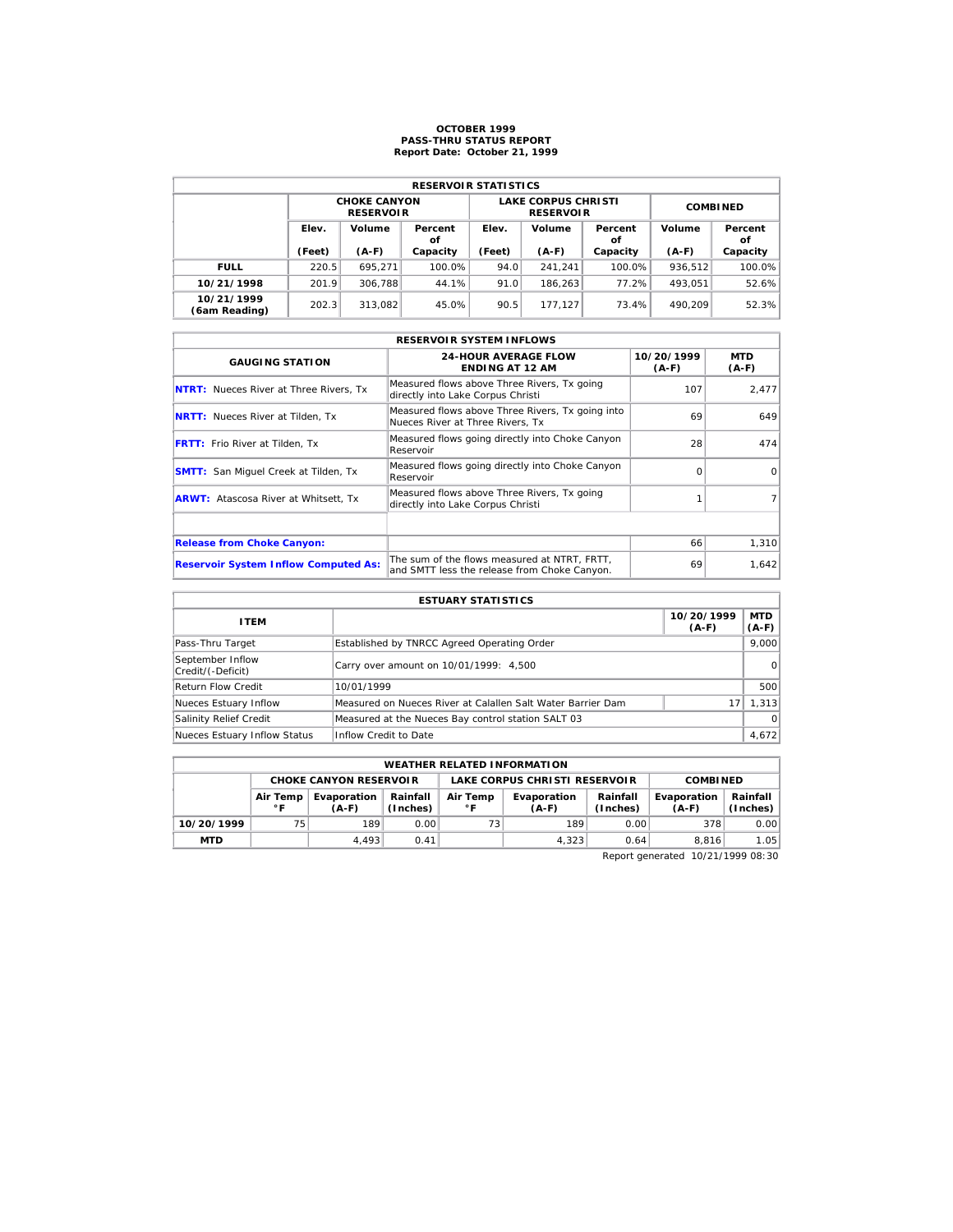# OCTOBER 1999
## PASS-THRU STATUS REPORT
### Report Date: October 21, 1999

| RESERVOIR STATISTICS | | | | | | | | |
|---|---|---|---|---|---|---|---|---|
| | CHOKE CANYON RESERVOIR | | | LAKE CORPUS CHRISTI RESERVOIR | | | COMBINED | |
| | Elev. (Feet) | Volume (A-F) | Percent of Capacity | Elev. (Feet) | Volume (A-F) | Percent of Capacity | Volume (A-F) | Percent of Capacity |
| **FULL** | 220.5 | 695,271 | 100.0% | 94.0 | 241,241 | 100.0% | 936,512 | 100.0% |
| **10/21/1998** | 201.9 | 306,788 | 44.1% | 91.0 | 186,263 | 77.2% | 493,051 | 52.6% |
| **10/21/1999 (6am Reading)** | 202.3 | 313,082 | 45.0% | 90.5 | 177,127 | 73.4% | 490,209 | 52.3% |

| RESERVOIR SYSTEM INFLOWS | | | |
|---|---|---|---|
| GAUGING STATION | 24-HOUR AVERAGE FLOW ENDING AT 12 AM | 10/20/1999 (A-F) | MTD (A-F) |
| **NTRT:** Nueces River at Three Rivers, Tx | Measured flows above Three Rivers, Tx going directly into Lake Corpus Christi | 107 | 2,477 |
| **NRTT:** Nueces River at Tilden, Tx | Measured flows above Three Rivers, Tx going into Nueces River at Three Rivers, Tx | 69 | 649 |
| **FRTT:** Frio River at Tilden, Tx | Measured flows going directly into Choke Canyon Reservoir | 28 | 474 |
| **SMTT:** San Miguel Creek at Tilden, Tx | Measured flows going directly into Choke Canyon Reservoir | 0 | 0 |
| **ARWT:** Atascosa River at Whitsett, Tx | Measured flows above Three Rivers, Tx going directly into Lake Corpus Christi | 1 | 7 |
| | | | |
| **Release from Choke Canyon:** | | 66 | 1,310 |
| **Reservoir System Inflow Computed As:** | The sum of the flows measured at NTRT, FRTT, and SMTT less the release from Choke Canyon. | 69 | 1,642 |

| ESTUARY STATISTICS | | | |
|---|---|---|---|
| ITEM | | 10/20/1999 (A-F) | MTD (A-F) |
| Pass-Thru Target | Established by TNRCC Agreed Operating Order | | 9,000 |
| September Inflow Credit/(-Deficit) | Carry over amount on 10/01/1999: 4,500 | | 0 |
| Return Flow Credit | 10/01/1999 | | 500 |
| Nueces Estuary Inflow | Measured on Nueces River at Calallen Salt Water Barrier Dam | 17 | 1,313 |
| Salinity Relief Credit | Measured at the Nueces Bay control station SALT 03 | | 0 |
| Nueces Estuary Inflow Status | Inflow Credit to Date | | 4,672 |

| WEATHER RELATED INFORMATION | | | | | | | | |
|---|---|---|---|---|---|---|---|---|
| | CHOKE CANYON RESERVOIR | | | LAKE CORPUS CHRISTI RESERVOIR | | | COMBINED | |
| | Air Temp °F | Evaporation (A-F) | Rainfall (Inches) | Air Temp °F | Evaporation (A-F) | Rainfall (Inches) | Evaporation (A-F) | Rainfall (Inches) |
| **10/20/1999** | 75 | 189 | 0.00 | 73 | 189 | 0.00 | 378 | 0.00 |
| **MTD** | | 4,493 | 0.41 | | 4,323 | 0.64 | 8,816 | 1.05 |

Report generated 10/21/1999 08:30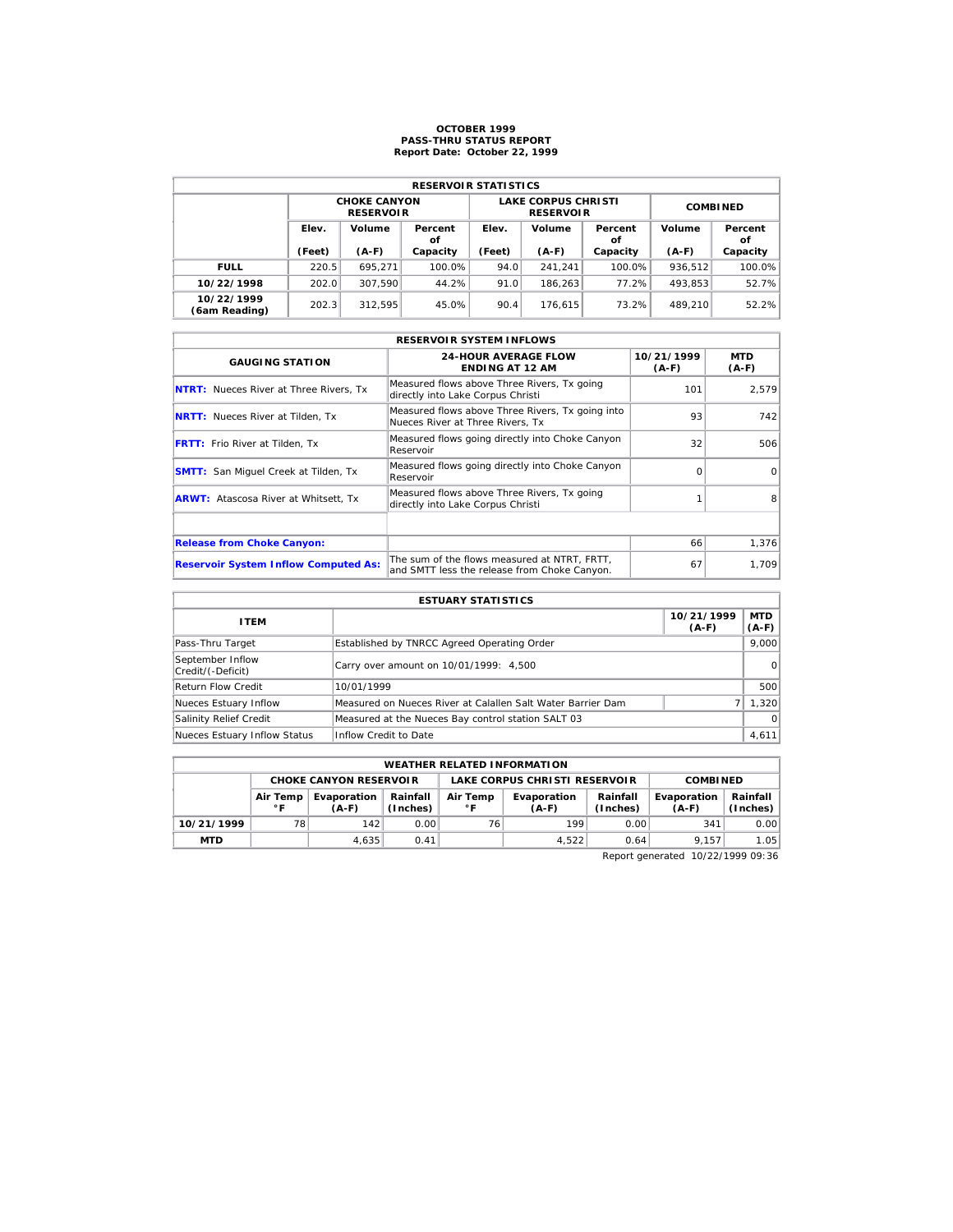# OCTOBER 1999
## PASS-THRU STATUS REPORT
### Report Date: October 22, 1999

| RESERVOIR STATISTICS | | | | | | | | |
|---|---|---|---|---|---|---|---|---|
| | CHOKE CANYON RESERVOIR | | | LAKE CORPUS CHRISTI RESERVOIR | | | COMBINED | |
| | Elev. (Feet) | Volume (A-F) | Percent of Capacity | Elev. (Feet) | Volume (A-F) | Percent of Capacity | Volume (A-F) | Percent of Capacity |
| **FULL** | 220.5 | 695,271 | 100.0% | 94.0 | 241,241 | 100.0% | 936,512 | 100.0% |
| **10/22/1998** | 202.0 | 307,590 | 44.2% | 91.0 | 186,263 | 77.2% | 493,853 | 52.7% |
| **10/22/1999 (6am Reading)** | 202.3 | 312,595 | 45.0% | 90.4 | 176,615 | 73.2% | 489,210 | 52.2% |

| RESERVOIR SYSTEM INFLOWS | | | |
|---|---|---|---|
| GAUGING STATION | 24-HOUR AVERAGE FLOW ENDING AT 12 AM | 10/21/1999 (A-F) | MTD (A-F) |
| **NTRT:** Nueces River at Three Rivers, Tx | Measured flows above Three Rivers, Tx going directly into Lake Corpus Christi | 101 | 2,579 |
| **NRTT:** Nueces River at Tilden, Tx | Measured flows above Three Rivers, Tx going into Nueces River at Three Rivers, Tx | 93 | 742 |
| **FRTT:** Frio River at Tilden, Tx | Measured flows going directly into Choke Canyon Reservoir | 32 | 506 |
| **SMTT:** San Miguel Creek at Tilden, Tx | Measured flows going directly into Choke Canyon Reservoir | 0 | 0 |
| **ARWT:** Atascosa River at Whitsett, Tx | Measured flows above Three Rivers, Tx going directly into Lake Corpus Christi | 1 | 8 |
| | | | |
| **Release from Choke Canyon:** | | 66 | 1,376 |
| **Reservoir System Inflow Computed As:** | The sum of the flows measured at NTRT, FRTT, and SMTT less the release from Choke Canyon. | 67 | 1,709 |

| ESTUARY STATISTICS | | | |
|---|---|---|---|
| ITEM | | 10/21/1999 (A-F) | MTD (A-F) |
| Pass-Thru Target | Established by TNRCC Agreed Operating Order | | 9,000 |
| September Inflow Credit/(-Deficit) | Carry over amount on 10/01/1999: 4,500 | | 0 |
| Return Flow Credit | 10/01/1999 | | 500 |
| Nueces Estuary Inflow | Measured on Nueces River at Calallen Salt Water Barrier Dam | 7 | 1,320 |
| Salinity Relief Credit | Measured at the Nueces Bay control station SALT 03 | | 0 |
| Nueces Estuary Inflow Status | Inflow Credit to Date | | 4,611 |

| WEATHER RELATED INFORMATION | | | | | | | | |
|---|---|---|---|---|---|---|---|---|
| | CHOKE CANYON RESERVOIR | | | LAKE CORPUS CHRISTI RESERVOIR | | | COMBINED | |
| | Air Temp °F | Evaporation (A-F) | Rainfall (Inches) | Air Temp °F | Evaporation (A-F) | Rainfall (Inches) | Evaporation (A-F) | Rainfall (Inches) |
| **10/21/1999** | 78 | 142 | 0.00 | 76 | 199 | 0.00 | 341 | 0.00 |
| **MTD** | | 4,635 | 0.41 | | 4,522 | 0.64 | 9,157 | 1.05 |

Report generated 10/22/1999 09:36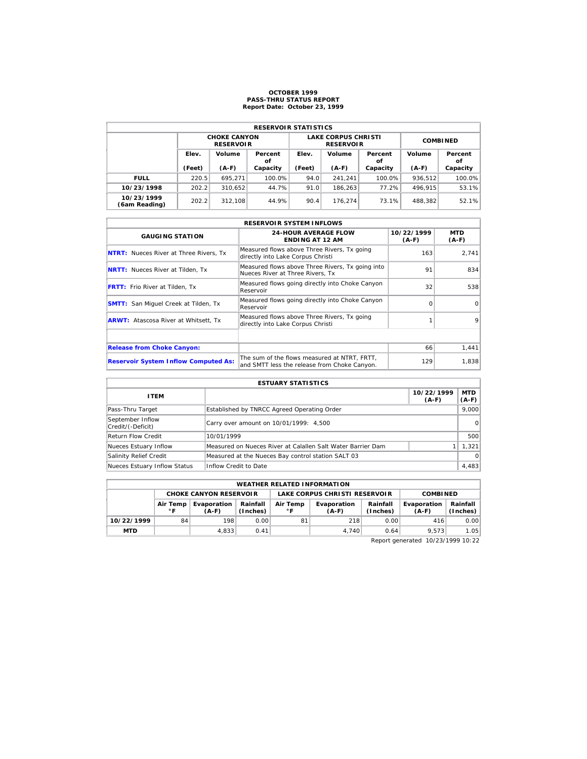**OCTOBER 1999**
**PASS-THRU STATUS REPORT**
**Report Date: October 23, 1999**

| RESERVOIR STATISTICS | | | | | | | | |
|---|---|---|---|---|---|---|---|---|
| | CHOKE CANYON RESERVOIR | | | LAKE CORPUS CHRISTI RESERVOIR | | | COMBINED | |
| | Elev. (Feet) | Volume (A-F) | Percent of Capacity | Elev. (Feet) | Volume (A-F) | Percent of Capacity | Volume (A-F) | Percent of Capacity |
| **FULL** | 220.5 | 695,271 | 100.0% | 94.0 | 241,241 | 100.0% | 936,512 | 100.0% |
| **10/23/1998** | 202.2 | 310,652 | 44.7% | 91.0 | 186,263 | 77.2% | 496,915 | 53.1% |
| **10/23/1999 (6am Reading)** | 202.2 | 312,108 | 44.9% | 90.4 | 176,274 | 73.1% | 488,382 | 52.1% |

| RESERVOIR SYSTEM INFLOWS | | | |
|---|---|---|---|
| GAUGING STATION | 24-HOUR AVERAGE FLOW ENDING AT 12 AM | 10/22/1999 (A-F) | MTD (A-F) |
| **NTRT:** Nueces River at Three Rivers, Tx | Measured flows above Three Rivers, Tx going directly into Lake Corpus Christi | 163 | 2,741 |
| **NRTT:** Nueces River at Tilden, Tx | Measured flows above Three Rivers, Tx going into Nueces River at Three Rivers, Tx | 91 | 834 |
| **FRTT:** Frio River at Tilden, Tx | Measured flows going directly into Choke Canyon Reservoir | 32 | 538 |
| **SMTT:** San Miguel Creek at Tilden, Tx | Measured flows going directly into Choke Canyon Reservoir | 0 | 0 |
| **ARWT:** Atascosa River at Whitsett, Tx | Measured flows above Three Rivers, Tx going directly into Lake Corpus Christi | 1 | 9 |
| | | | |
| **Release from Choke Canyon:** | | 66 | 1,441 |
| **Reservoir System Inflow Computed As:** | The sum of the flows measured at NTRT, FRTT, and SMTT less the release from Choke Canyon. | 129 | 1,838 |

| ESTUARY STATISTICS | | | |
|---|---|---|---|
| ITEM | | 10/22/1999 (A-F) | MTD (A-F) |
| Pass-Thru Target | Established by TNRCC Agreed Operating Order | | 9,000 |
| September Inflow Credit/(-Deficit) | Carry over amount on 10/01/1999: 4,500 | | 0 |
| Return Flow Credit | 10/01/1999 | | 500 |
| Nueces Estuary Inflow | Measured on Nueces River at Calallen Salt Water Barrier Dam | 1 | 1,321 |
| Salinity Relief Credit | Measured at the Nueces Bay control station SALT 03 | | 0 |
| Nueces Estuary Inflow Status | Inflow Credit to Date | | 4,483 |

| WEATHER RELATED INFORMATION | | | | | | | | |
|---|---|---|---|---|---|---|---|---|
| | CHOKE CANYON RESERVOIR | | | LAKE CORPUS CHRISTI RESERVOIR | | | COMBINED | |
| | Air Temp °F | Evaporation (A-F) | Rainfall (Inches) | Air Temp °F | Evaporation (A-F) | Rainfall (Inches) | Evaporation (A-F) | Rainfall (Inches) |
| **10/22/1999** | 84 | 198 | 0.00 | 81 | 218 | 0.00 | 416 | 0.00 |
| **MTD** | | 4,833 | 0.41 | | 4,740 | 0.64 | 9,573 | 1.05 |

Report generated 10/23/1999 10:22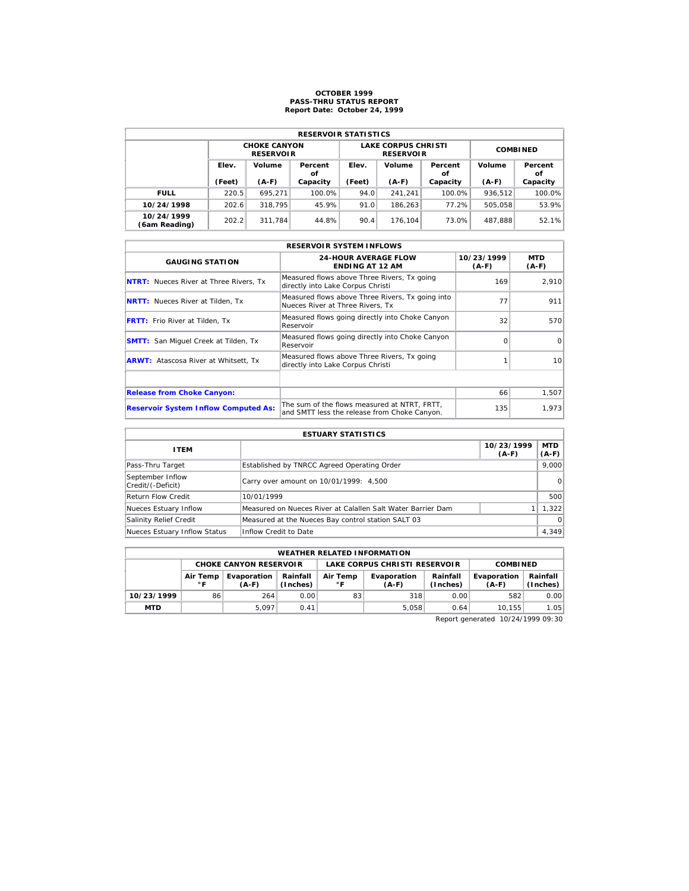# OCTOBER 1999
## PASS-THRU STATUS REPORT
### Report Date: October 24, 1999

| RESERVOIR STATISTICS | | | | | | | | |
|---|---|---|---|---|---|---|---|---|
| | CHOKE CANYON RESERVOIR | | | LAKE CORPUS CHRISTI RESERVOIR | | | COMBINED | |
| | Elev. (Feet) | Volume (A-F) | Percent of Capacity | Elev. (Feet) | Volume (A-F) | Percent of Capacity | Volume (A-F) | Percent of Capacity |
| **FULL** | 220.5 | 695,271 | 100.0% | 94.0 | 241,241 | 100.0% | 936,512 | 100.0% |
| **10/24/1998** | 202.6 | 318,795 | 45.9% | 91.0 | 186,263 | 77.2% | 505,058 | 53.9% |
| **10/24/1999 (6am Reading)** | 202.2 | 311,784 | 44.8% | 90.4 | 176,104 | 73.0% | 487,888 | 52.1% |

| RESERVOIR SYSTEM INFLOWS | | | |
|---|---|---|---|
| GAUGING STATION | 24-HOUR AVERAGE FLOW ENDING AT 12 AM | 10/23/1999 (A-F) | MTD (A-F) |
| **NTRT:** Nueces River at Three Rivers, Tx | Measured flows above Three Rivers, Tx going directly into Lake Corpus Christi | 169 | 2,910 |
| **NRTT:** Nueces River at Tilden, Tx | Measured flows above Three Rivers, Tx going into Nueces River at Three Rivers, Tx | 77 | 911 |
| **FRTT:** Frio River at Tilden, Tx | Measured flows going directly into Choke Canyon Reservoir | 32 | 570 |
| **SMTT:** San Miguel Creek at Tilden, Tx | Measured flows going directly into Choke Canyon Reservoir | 0 | 0 |
| **ARWT:** Atascosa River at Whitsett, Tx | Measured flows above Three Rivers, Tx going directly into Lake Corpus Christi | 1 | 10 |
| | | | |
| **Release from Choke Canyon:** | | 66 | 1,507 |
| **Reservoir System Inflow Computed As:** | The sum of the flows measured at NTRT, FRTT, and SMTT less the release from Choke Canyon. | 135 | 1,973 |

| ESTUARY STATISTICS | | | |
|---|---|---|---|
| ITEM | | 10/23/1999 (A-F) | MTD (A-F) |
| Pass-Thru Target | Established by TNRCC Agreed Operating Order | | 9,000 |
| September Inflow Credit/(-Deficit) | Carry over amount on 10/01/1999: 4,500 | | 0 |
| Return Flow Credit | 10/01/1999 | | 500 |
| Nueces Estuary Inflow | Measured on Nueces River at Calallen Salt Water Barrier Dam | 1 | 1,322 |
| Salinity Relief Credit | Measured at the Nueces Bay control station SALT 03 | | 0 |
| Nueces Estuary Inflow Status | Inflow Credit to Date | | 4,349 |

| WEATHER RELATED INFORMATION | | | | | | | | |
|---|---|---|---|---|---|---|---|---|
| | CHOKE CANYON RESERVOIR | | | LAKE CORPUS CHRISTI RESERVOIR | | | COMBINED | |
| | Air Temp °F | Evaporation (A-F) | Rainfall (Inches) | Air Temp °F | Evaporation (A-F) | Rainfall (Inches) | Evaporation (A-F) | Rainfall (Inches) |
| **10/23/1999** | 86 | 264 | 0.00 | 83 | 318 | 0.00 | 582 | 0.00 |
| **MTD** | | 5,097 | 0.41 | | 5,058 | 0.64 | 10,155 | 1.05 |

Report generated 10/24/1999 09:30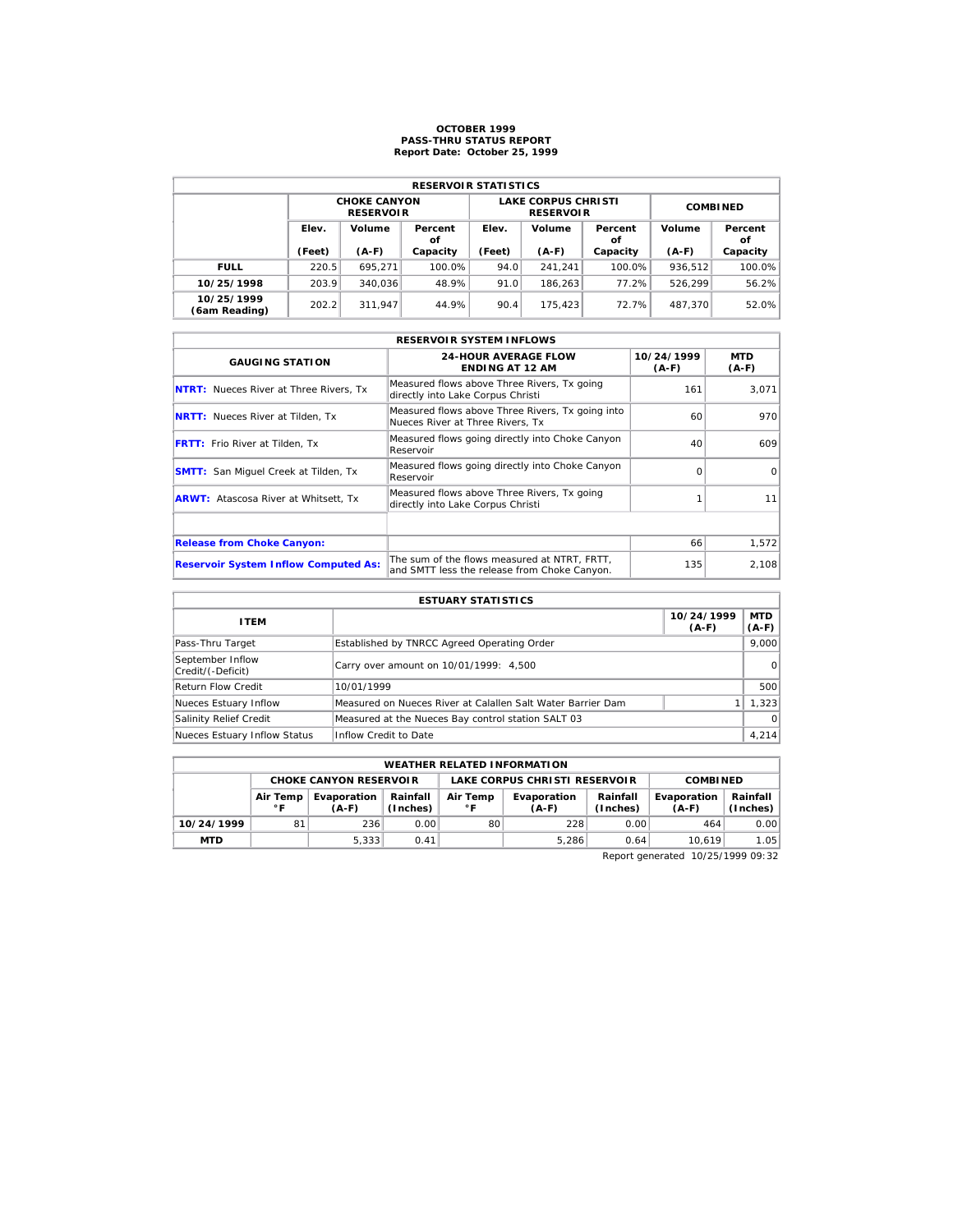# OCTOBER 1999
## PASS-THRU STATUS REPORT
### Report Date: October 25, 1999

| RESERVOIR STATISTICS | | | | | | | | |
|---|---|---|---|---|---|---|---|---|
| | CHOKE CANYON RESERVOIR | | | LAKE CORPUS CHRISTI RESERVOIR | | | COMBINED | |
| | Elev. (Feet) | Volume (A-F) | Percent of Capacity | Elev. (Feet) | Volume (A-F) | Percent of Capacity | Volume (A-F) | Percent of Capacity |
| **FULL** | 220.5 | 695,271 | 100.0% | 94.0 | 241,241 | 100.0% | 936,512 | 100.0% |
| **10/25/1998** | 203.9 | 340,036 | 48.9% | 91.0 | 186,263 | 77.2% | 526,299 | 56.2% |
| **10/25/1999 (6am Reading)** | 202.2 | 311,947 | 44.9% | 90.4 | 175,423 | 72.7% | 487,370 | 52.0% |

| RESERVOIR SYSTEM INFLOWS | | | |
|---|---|---|---|
| GAUGING STATION | 24-HOUR AVERAGE FLOW ENDING AT 12 AM | 10/24/1999 (A-F) | MTD (A-F) |
| **NTRT:** Nueces River at Three Rivers, Tx | Measured flows above Three Rivers, Tx going directly into Lake Corpus Christi | 161 | 3,071 |
| **NRTT:** Nueces River at Tilden, Tx | Measured flows above Three Rivers, Tx going into Nueces River at Three Rivers, Tx | 60 | 970 |
| **FRTT:** Frio River at Tilden, Tx | Measured flows going directly into Choke Canyon Reservoir | 40 | 609 |
| **SMTT:** San Miguel Creek at Tilden, Tx | Measured flows going directly into Choke Canyon Reservoir | 0 | 0 |
| **ARWT:** Atascosa River at Whitsett, Tx | Measured flows above Three Rivers, Tx going directly into Lake Corpus Christi | 1 | 11 |
| | | | |
| **Release from Choke Canyon:** | | 66 | 1,572 |
| **Reservoir System Inflow Computed As:** | The sum of the flows measured at NTRT, FRTT, and SMTT less the release from Choke Canyon. | 135 | 2,108 |

| ESTUARY STATISTICS | | | |
|---|---|---|---|
| ITEM | | 10/24/1999 (A-F) | MTD (A-F) |
| Pass-Thru Target | Established by TNRCC Agreed Operating Order | | 9,000 |
| September Inflow Credit/(-Deficit) | Carry over amount on 10/01/1999: 4,500 | | 0 |
| Return Flow Credit | 10/01/1999 | | 500 |
| Nueces Estuary Inflow | Measured on Nueces River at Calallen Salt Water Barrier Dam | 1 | 1,323 |
| Salinity Relief Credit | Measured at the Nueces Bay control station SALT 03 | | 0 |
| Nueces Estuary Inflow Status | Inflow Credit to Date | | 4,214 |

| WEATHER RELATED INFORMATION | | | | | | | | |
|---|---|---|---|---|---|---|---|---|
| | CHOKE CANYON RESERVOIR | | | LAKE CORPUS CHRISTI RESERVOIR | | | COMBINED | |
| | Air Temp °F | Evaporation (A-F) | Rainfall (Inches) | Air Temp °F | Evaporation (A-F) | Rainfall (Inches) | Evaporation (A-F) | Rainfall (Inches) |
| **10/24/1999** | 81 | 236 | 0.00 | 80 | 228 | 0.00 | 464 | 0.00 |
| **MTD** | | 5,333 | 0.41 | | 5,286 | 0.64 | 10,619 | 1.05 |

Report generated 10/25/1999 09:32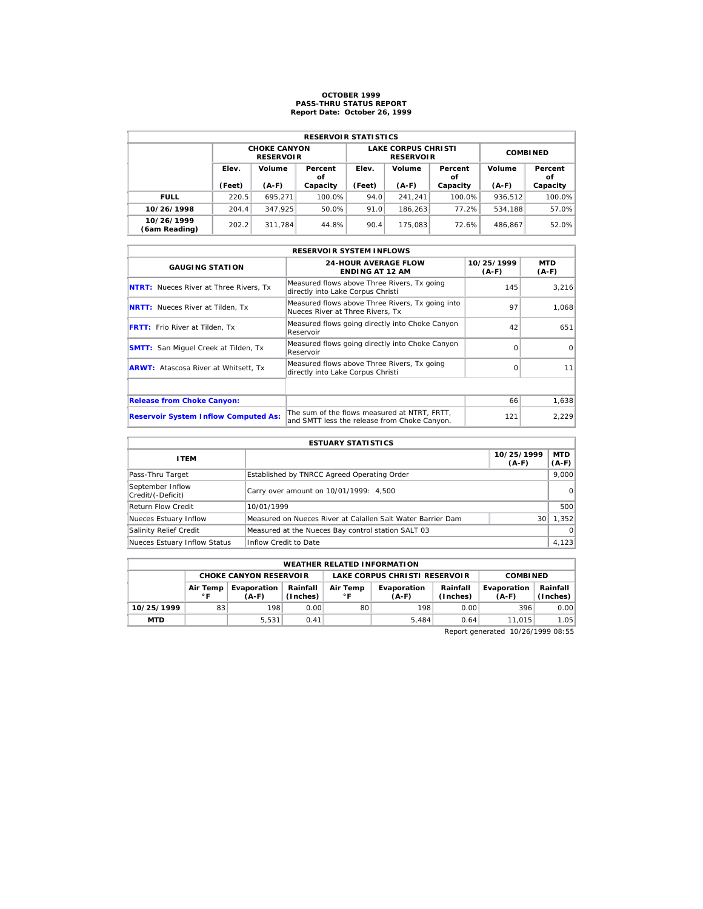# OCTOBER 1999
## PASS-THRU STATUS REPORT
### Report Date: October 26, 1999

| RESERVOIR STATISTICS | | | | | | | | |
|---|---|---|---|---|---|---|---|---|
| | CHOKE CANYON RESERVOIR | | | LAKE CORPUS CHRISTI RESERVOIR | | | COMBINED | |
| | Elev. (Feet) | Volume (A-F) | Percent of Capacity | Elev. (Feet) | Volume (A-F) | Percent of Capacity | Volume (A-F) | Percent of Capacity |
| **FULL** | 220.5 | 695,271 | 100.0% | 94.0 | 241,241 | 100.0% | 936,512 | 100.0% |
| **10/26/1998** | 204.4 | 347,925 | 50.0% | 91.0 | 186,263 | 77.2% | 534,188 | 57.0% |
| **10/26/1999 (6am Reading)** | 202.2 | 311,784 | 44.8% | 90.4 | 175,083 | 72.6% | 486,867 | 52.0% |

| RESERVOIR SYSTEM INFLOWS | | | |
|---|---|---|---|
| GAUGING STATION | 24-HOUR AVERAGE FLOW ENDING AT 12 AM | 10/25/1999 (A-F) | MTD (A-F) |
| **NTRT:** Nueces River at Three Rivers, Tx | Measured flows above Three Rivers, Tx going directly into Lake Corpus Christi | 145 | 3,216 |
| **NRTT:** Nueces River at Tilden, Tx | Measured flows above Three Rivers, Tx going into Nueces River at Three Rivers, Tx | 97 | 1,068 |
| **FRTT:** Frio River at Tilden, Tx | Measured flows going directly into Choke Canyon Reservoir | 42 | 651 |
| **SMTT:** San Miguel Creek at Tilden, Tx | Measured flows going directly into Choke Canyon Reservoir | 0 | 0 |
| **ARWT:** Atascosa River at Whitsett, Tx | Measured flows above Three Rivers, Tx going directly into Lake Corpus Christi | 0 | 11 |
| | | | |
| **Release from Choke Canyon:** | | 66 | 1,638 |
| **Reservoir System Inflow Computed As:** | The sum of the flows measured at NTRT, FRTT, and SMTT less the release from Choke Canyon. | 121 | 2,229 |

| ESTUARY STATISTICS | | | |
|---|---|---|---|
| ITEM | | 10/25/1999 (A-F) | MTD (A-F) |
| Pass-Thru Target | Established by TNRCC Agreed Operating Order | | 9,000 |
| September Inflow Credit/(-Deficit) | Carry over amount on 10/01/1999: 4,500 | | 0 |
| Return Flow Credit | 10/01/1999 | | 500 |
| Nueces Estuary Inflow | Measured on Nueces River at Calallen Salt Water Barrier Dam | 30 | 1,352 |
| Salinity Relief Credit | Measured at the Nueces Bay control station SALT 03 | | 0 |
| Nueces Estuary Inflow Status | Inflow Credit to Date | | 4,123 |

| WEATHER RELATED INFORMATION | | | | | | | | |
|---|---|---|---|---|---|---|---|---|
| | CHOKE CANYON RESERVOIR | | | LAKE CORPUS CHRISTI RESERVOIR | | | COMBINED | |
| | Air Temp °F | Evaporation (A-F) | Rainfall (Inches) | Air Temp °F | Evaporation (A-F) | Rainfall (Inches) | Evaporation (A-F) | Rainfall (Inches) |
| **10/25/1999** | 83 | 198 | 0.00 | 80 | 198 | 0.00 | 396 | 0.00 |
| **MTD** | | 5,531 | 0.41 | | 5,484 | 0.64 | 11,015 | 1.05 |

Report generated 10/26/1999 08:55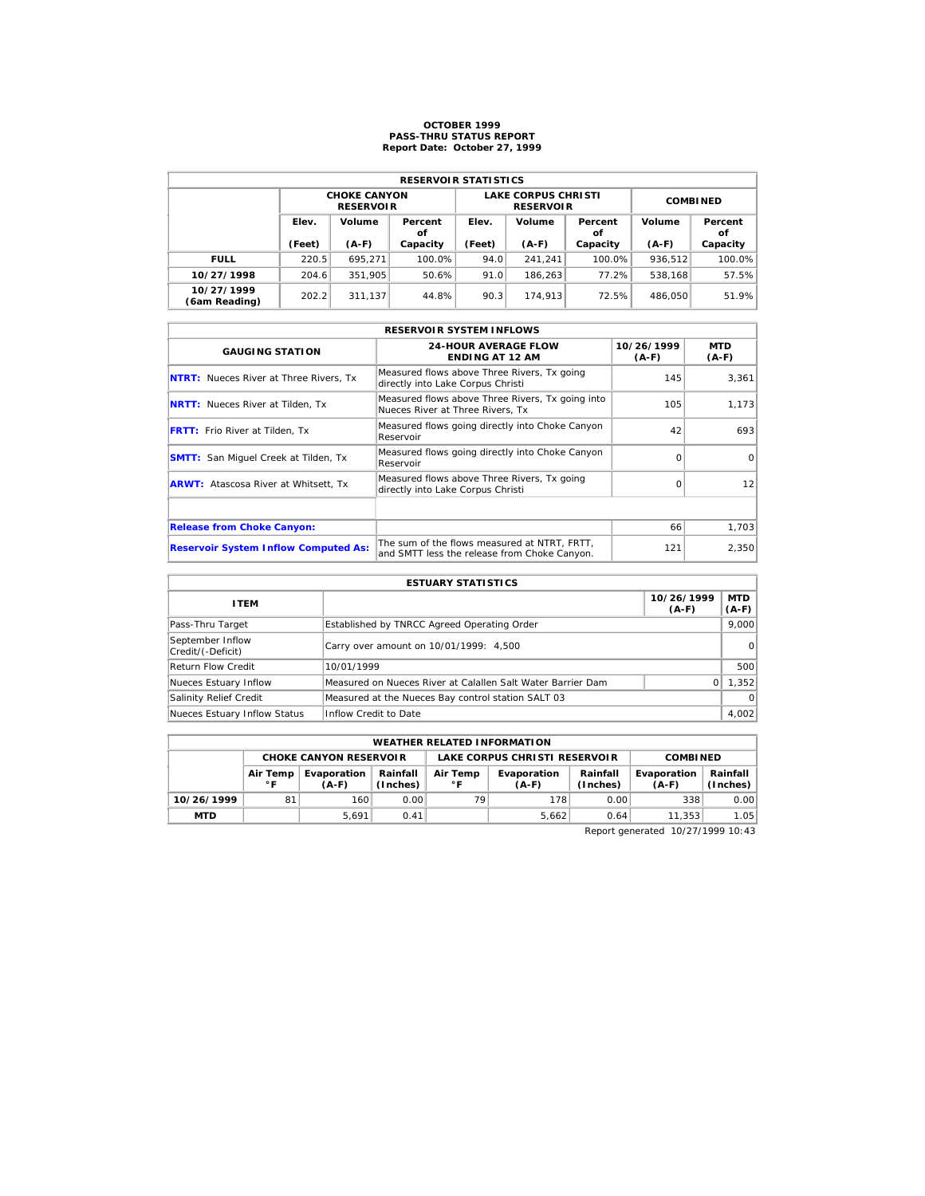# OCTOBER 1999
## PASS-THRU STATUS REPORT
### Report Date: October 27, 1999

| RESERVOIR STATISTICS | | | | | | | | |
|---|---|---|---|---|---|---|---|---|
| | CHOKE CANYON RESERVOIR | | | LAKE CORPUS CHRISTI RESERVOIR | | | COMBINED | |
| | Elev. (Feet) | Volume (A-F) | Percent of Capacity | Elev. (Feet) | Volume (A-F) | Percent of Capacity | Volume (A-F) | Percent of Capacity |
| **FULL** | 220.5 | 695,271 | 100.0% | 94.0 | 241,241 | 100.0% | 936,512 | 100.0% |
| **10/27/1998** | 204.6 | 351,905 | 50.6% | 91.0 | 186,263 | 77.2% | 538,168 | 57.5% |
| **10/27/1999 (6am Reading)** | 202.2 | 311,137 | 44.8% | 90.3 | 174,913 | 72.5% | 486,050 | 51.9% |

| RESERVOIR SYSTEM INFLOWS | | | |
|---|---|---|---|
| GAUGING STATION | 24-HOUR AVERAGE FLOW ENDING AT 12 AM | 10/26/1999 (A-F) | MTD (A-F) |
| **NTRT:** Nueces River at Three Rivers, Tx | Measured flows above Three Rivers, Tx going directly into Lake Corpus Christi | 145 | 3,361 |
| **NRTT:** Nueces River at Tilden, Tx | Measured flows above Three Rivers, Tx going into Nueces River at Three Rivers, Tx | 105 | 1,173 |
| **FRTT:** Frio River at Tilden, Tx | Measured flows going directly into Choke Canyon Reservoir | 42 | 693 |
| **SMTT:** San Miguel Creek at Tilden, Tx | Measured flows going directly into Choke Canyon Reservoir | 0 | 0 |
| **ARWT:** Atascosa River at Whitsett, Tx | Measured flows above Three Rivers, Tx going directly into Lake Corpus Christi | 0 | 12 |
| | | | |
| **Release from Choke Canyon:** | | 66 | 1,703 |
| **Reservoir System Inflow Computed As:** | The sum of the flows measured at NTRT, FRTT, and SMTT less the release from Choke Canyon. | 121 | 2,350 |

| ESTUARY STATISTICS | | | |
|---|---|---|---|
| ITEM | | 10/26/1999 (A-F) | MTD (A-F) |
| Pass-Thru Target | Established by TNRCC Agreed Operating Order | | 9,000 |
| September Inflow Credit/(-Deficit) | Carry over amount on 10/01/1999: 4,500 | | 0 |
| Return Flow Credit | 10/01/1999 | | 500 |
| Nueces Estuary Inflow | Measured on Nueces River at Calallen Salt Water Barrier Dam | 0 | 1,352 |
| Salinity Relief Credit | Measured at the Nueces Bay control station SALT 03 | | 0 |
| Nueces Estuary Inflow Status | Inflow Credit to Date | | 4,002 |

| WEATHER RELATED INFORMATION | | | | | | | | |
|---|---|---|---|---|---|---|---|---|
| | CHOKE CANYON RESERVOIR | | | LAKE CORPUS CHRISTI RESERVOIR | | | COMBINED | |
| | Air Temp °F | Evaporation (A-F) | Rainfall (Inches) | Air Temp °F | Evaporation (A-F) | Rainfall (Inches) | Evaporation (A-F) | Rainfall (Inches) |
| **10/26/1999** | 81 | 160 | 0.00 | 79 | 178 | 0.00 | 338 | 0.00 |
| **MTD** | | 5,691 | 0.41 | | 5,662 | 0.64 | 11,353 | 1.05 |

Report generated 10/27/1999 10:43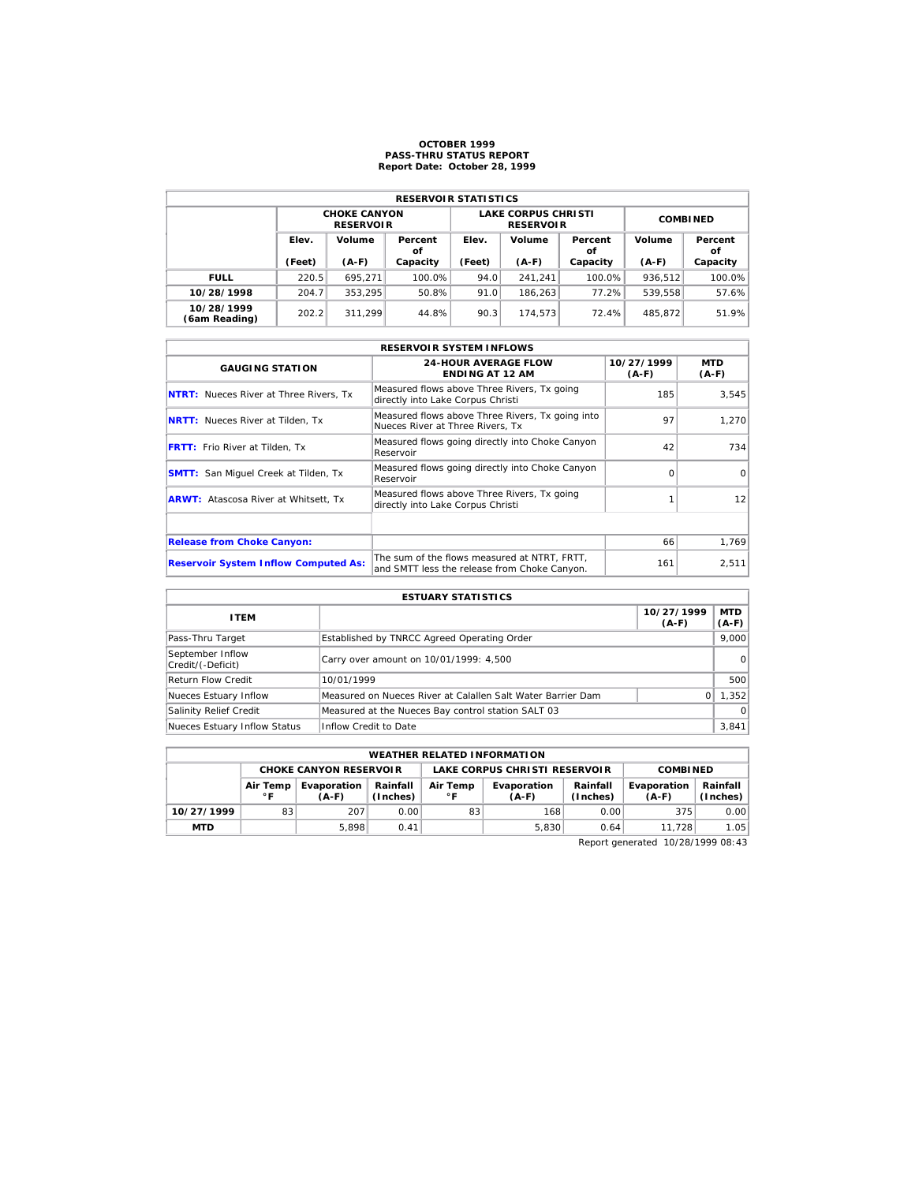# OCTOBER 1999
## PASS-THRU STATUS REPORT
### Report Date: October 28, 1999

| RESERVOIR STATISTICS | | | | | | | | |
|---|---|---|---|---|---|---|---|---|
| | CHOKE CANYON RESERVOIR | | | LAKE CORPUS CHRISTI RESERVOIR | | | COMBINED | |
| | Elev. (Feet) | Volume (A-F) | Percent of Capacity | Elev. (Feet) | Volume (A-F) | Percent of Capacity | Volume (A-F) | Percent of Capacity |
| **FULL** | 220.5 | 695,271 | 100.0% | 94.0 | 241,241 | 100.0% | 936,512 | 100.0% |
| **10/28/1998** | 204.7 | 353,295 | 50.8% | 91.0 | 186,263 | 77.2% | 539,558 | 57.6% |
| **10/28/1999 (6am Reading)** | 202.2 | 311,299 | 44.8% | 90.3 | 174,573 | 72.4% | 485,872 | 51.9% |

| RESERVOIR SYSTEM INFLOWS | | | |
|---|---|---|---|
| GAUGING STATION | 24-HOUR AVERAGE FLOW ENDING AT 12 AM | 10/27/1999 (A-F) | MTD (A-F) |
| **NTRT:** Nueces River at Three Rivers, Tx | Measured flows above Three Rivers, Tx going directly into Lake Corpus Christi | 185 | 3,545 |
| **NRTT:** Nueces River at Tilden, Tx | Measured flows above Three Rivers, Tx going into Nueces River at Three Rivers, Tx | 97 | 1,270 |
| **FRTT:** Frio River at Tilden, Tx | Measured flows going directly into Choke Canyon Reservoir | 42 | 734 |
| **SMTT:** San Miguel Creek at Tilden, Tx | Measured flows going directly into Choke Canyon Reservoir | 0 | 0 |
| **ARWT:** Atascosa River at Whitsett, Tx | Measured flows above Three Rivers, Tx going directly into Lake Corpus Christi | 1 | 12 |
| | | | |
| **Release from Choke Canyon:** | | 66 | 1,769 |
| **Reservoir System Inflow Computed As:** | The sum of the flows measured at NTRT, FRTT, and SMTT less the release from Choke Canyon. | 161 | 2,511 |

| ESTUARY STATISTICS | | | |
|---|---|---|---|
| ITEM | | 10/27/1999 (A-F) | MTD (A-F) |
| Pass-Thru Target | Established by TNRCC Agreed Operating Order | | 9,000 |
| September Inflow Credit/(-Deficit) | Carry over amount on 10/01/1999: 4,500 | | 0 |
| Return Flow Credit | 10/01/1999 | | 500 |
| Nueces Estuary Inflow | Measured on Nueces River at Calallen Salt Water Barrier Dam | 0 | 1,352 |
| Salinity Relief Credit | Measured at the Nueces Bay control station SALT 03 | | 0 |
| Nueces Estuary Inflow Status | Inflow Credit to Date | | 3,841 |

| WEATHER RELATED INFORMATION | | | | | | | | |
|---|---|---|---|---|---|---|---|---|
| | CHOKE CANYON RESERVOIR | | | LAKE CORPUS CHRISTI RESERVOIR | | | COMBINED | |
| | Air Temp °F | Evaporation (A-F) | Rainfall (Inches) | Air Temp °F | Evaporation (A-F) | Rainfall (Inches) | Evaporation (A-F) | Rainfall (Inches) |
| **10/27/1999** | 83 | 207 | 0.00 | 83 | 168 | 0.00 | 375 | 0.00 |
| **MTD** | | 5,898 | 0.41 | | 5,830 | 0.64 | 11,728 | 1.05 |

Report generated 10/28/1999 08:43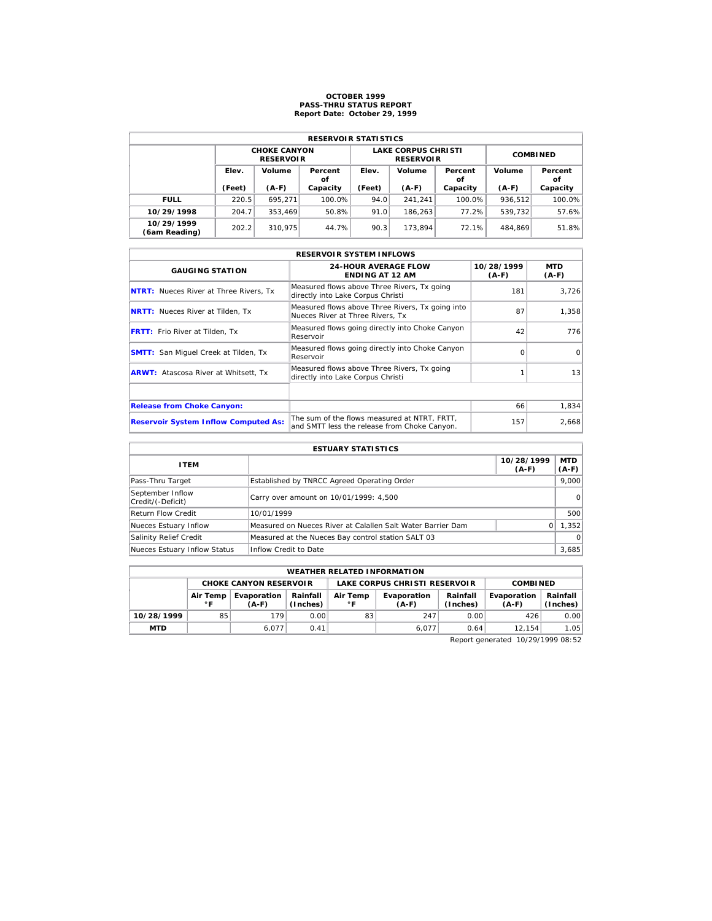# OCTOBER 1999
## PASS-THRU STATUS REPORT
### Report Date: October 29, 1999

| RESERVOIR STATISTICS | | | | | | | | |
|---|---|---|---|---|---|---|---|---|
| | CHOKE CANYON RESERVOIR | | | LAKE CORPUS CHRISTI RESERVOIR | | | COMBINED | |
| | Elev. (Feet) | Volume (A-F) | Percent of Capacity | Elev. (Feet) | Volume (A-F) | Percent of Capacity | Volume (A-F) | Percent of Capacity |
| **FULL** | 220.5 | 695,271 | 100.0% | 94.0 | 241,241 | 100.0% | 936,512 | 100.0% |
| **10/29/1998** | 204.7 | 353,469 | 50.8% | 91.0 | 186,263 | 77.2% | 539,732 | 57.6% |
| **10/29/1999 (6am Reading)** | 202.2 | 310,975 | 44.7% | 90.3 | 173,894 | 72.1% | 484,869 | 51.8% |

| RESERVOIR SYSTEM INFLOWS | | | |
|---|---|---|---|
| GAUGING STATION | 24-HOUR AVERAGE FLOW ENDING AT 12 AM | 10/28/1999 (A-F) | MTD (A-F) |
| **NTRT:** Nueces River at Three Rivers, Tx | Measured flows above Three Rivers, Tx going directly into Lake Corpus Christi | 181 | 3,726 |
| **NRTT:** Nueces River at Tilden, Tx | Measured flows above Three Rivers, Tx going into Nueces River at Three Rivers, Tx | 87 | 1,358 |
| **FRTT:** Frio River at Tilden, Tx | Measured flows going directly into Choke Canyon Reservoir | 42 | 776 |
| **SMTT:** San Miguel Creek at Tilden, Tx | Measured flows going directly into Choke Canyon Reservoir | 0 | 0 |
| **ARWT:** Atascosa River at Whitsett, Tx | Measured flows above Three Rivers, Tx going directly into Lake Corpus Christi | 1 | 13 |
| | | | |
| **Release from Choke Canyon:** | | 66 | 1,834 |
| **Reservoir System Inflow Computed As:** | The sum of the flows measured at NTRT, FRTT, and SMTT less the release from Choke Canyon. | 157 | 2,668 |

| ESTUARY STATISTICS | | | |
|---|---|---|---|
| ITEM | | 10/28/1999 (A-F) | MTD (A-F) |
| Pass-Thru Target | Established by TNRCC Agreed Operating Order | | 9,000 |
| September Inflow Credit/(-Deficit) | Carry over amount on 10/01/1999: 4,500 | | 0 |
| Return Flow Credit | 10/01/1999 | | 500 |
| Nueces Estuary Inflow | Measured on Nueces River at Calallen Salt Water Barrier Dam | 0 | 1,352 |
| Salinity Relief Credit | Measured at the Nueces Bay control station SALT 03 | | 0 |
| Nueces Estuary Inflow Status | Inflow Credit to Date | | 3,685 |

| WEATHER RELATED INFORMATION | | | | | | | | |
|---|---|---|---|---|---|---|---|---|
| | CHOKE CANYON RESERVOIR | | | LAKE CORPUS CHRISTI RESERVOIR | | | COMBINED | |
| | Air Temp °F | Evaporation (A-F) | Rainfall (Inches) | Air Temp °F | Evaporation (A-F) | Rainfall (Inches) | Evaporation (A-F) | Rainfall (Inches) |
| **10/28/1999** | 85 | 179 | 0.00 | 83 | 247 | 0.00 | 426 | 0.00 |
| **MTD** | | 6,077 | 0.41 | | 6,077 | 0.64 | 12,154 | 1.05 |

Report generated 10/29/1999 08:52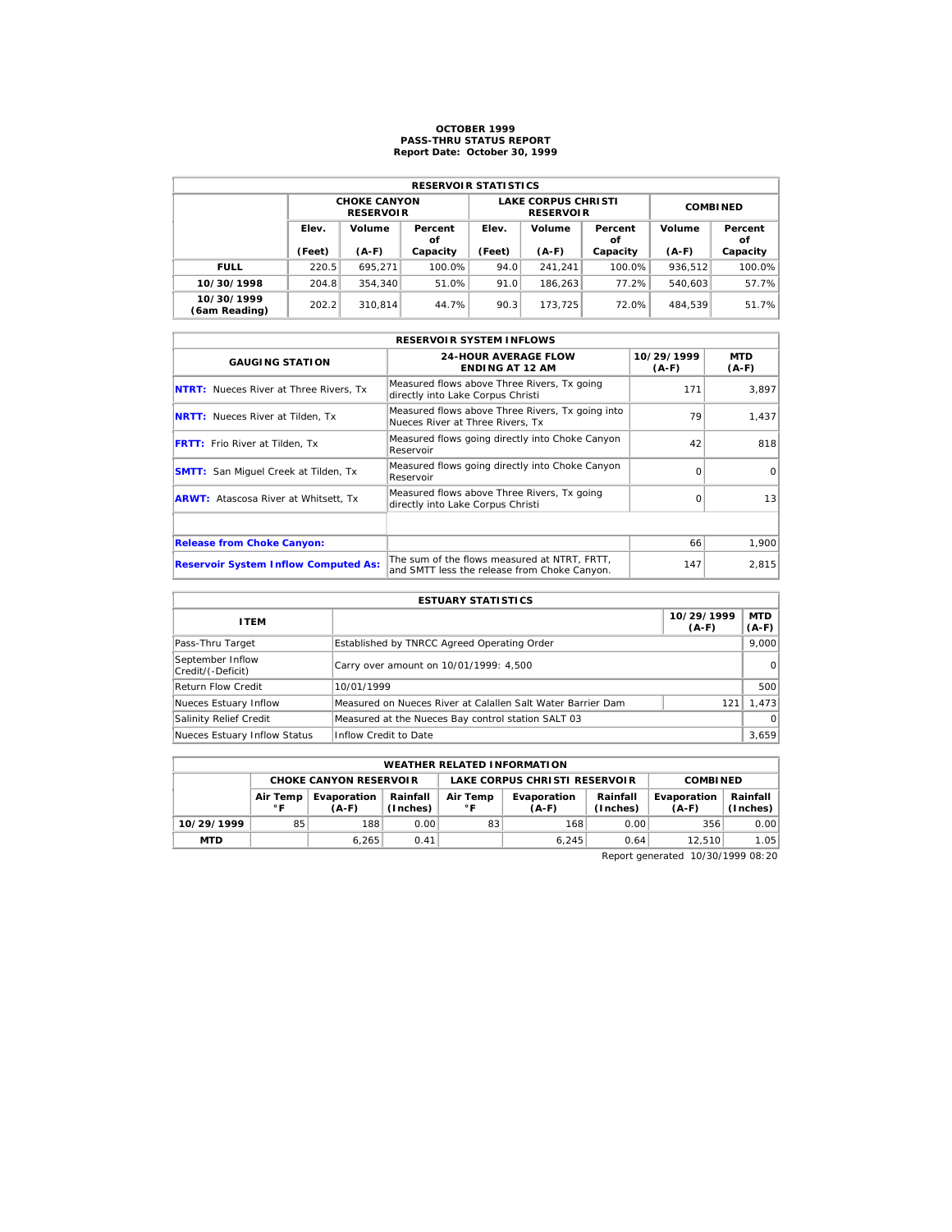# OCTOBER 1999
## PASS-THRU STATUS REPORT
### Report Date: October 30, 1999

| RESERVOIR STATISTICS | | | | | | | | |
|---|---|---|---|---|---|---|---|---|
| | CHOKE CANYON RESERVOIR | | | LAKE CORPUS CHRISTI RESERVOIR | | | COMBINED | |
| | Elev. (Feet) | Volume (A-F) | Percent of Capacity | Elev. (Feet) | Volume (A-F) | Percent of Capacity | Volume (A-F) | Percent of Capacity |
| **FULL** | 220.5 | 695,271 | 100.0% | 94.0 | 241,241 | 100.0% | 936,512 | 100.0% |
| **10/30/1998** | 204.8 | 354,340 | 51.0% | 91.0 | 186,263 | 77.2% | 540,603 | 57.7% |
| **10/30/1999 (6am Reading)** | 202.2 | 310,814 | 44.7% | 90.3 | 173,725 | 72.0% | 484,539 | 51.7% |

| RESERVOIR SYSTEM INFLOWS | | | |
|---|---|---|---|
| GAUGING STATION | 24-HOUR AVERAGE FLOW ENDING AT 12 AM | 10/29/1999 (A-F) | MTD (A-F) |
| **NTRT:** Nueces River at Three Rivers, Tx | Measured flows above Three Rivers, Tx going directly into Lake Corpus Christi | 171 | 3,897 |
| **NRTT:** Nueces River at Tilden, Tx | Measured flows above Three Rivers, Tx going into Nueces River at Three Rivers, Tx | 79 | 1,437 |
| **FRTT:** Frio River at Tilden, Tx | Measured flows going directly into Choke Canyon Reservoir | 42 | 818 |
| **SMTT:** San Miguel Creek at Tilden, Tx | Measured flows going directly into Choke Canyon Reservoir | 0 | 0 |
| **ARWT:** Atascosa River at Whitsett, Tx | Measured flows above Three Rivers, Tx going directly into Lake Corpus Christi | 0 | 13 |
| | | | |
| **Release from Choke Canyon:** | | 66 | 1,900 |
| **Reservoir System Inflow Computed As:** | The sum of the flows measured at NTRT, FRTT, and SMTT less the release from Choke Canyon. | 147 | 2,815 |

| ESTUARY STATISTICS | | | |
|---|---|---|---|
| ITEM | | 10/29/1999 (A-F) | MTD (A-F) |
| Pass-Thru Target | Established by TNRCC Agreed Operating Order | | 9,000 |
| September Inflow Credit/(-Deficit) | Carry over amount on 10/01/1999: 4,500 | | 0 |
| Return Flow Credit | 10/01/1999 | | 500 |
| Nueces Estuary Inflow | Measured on Nueces River at Calallen Salt Water Barrier Dam | 121 | 1,473 |
| Salinity Relief Credit | Measured at the Nueces Bay control station SALT 03 | | 0 |
| Nueces Estuary Inflow Status | Inflow Credit to Date | | 3,659 |

| WEATHER RELATED INFORMATION | | | | | | | | |
|---|---|---|---|---|---|---|---|---|
| | CHOKE CANYON RESERVOIR | | | LAKE CORPUS CHRISTI RESERVOIR | | | COMBINED | |
| | Air Temp °F | Evaporation (A-F) | Rainfall (Inches) | Air Temp °F | Evaporation (A-F) | Rainfall (Inches) | Evaporation (A-F) | Rainfall (Inches) |
| **10/29/1999** | 85 | 188 | 0.00 | 83 | 168 | 0.00 | 356 | 0.00 |
| **MTD** | | 6,265 | 0.41 | | 6,245 | 0.64 | 12,510 | 1.05 |

Report generated 10/30/1999 08:20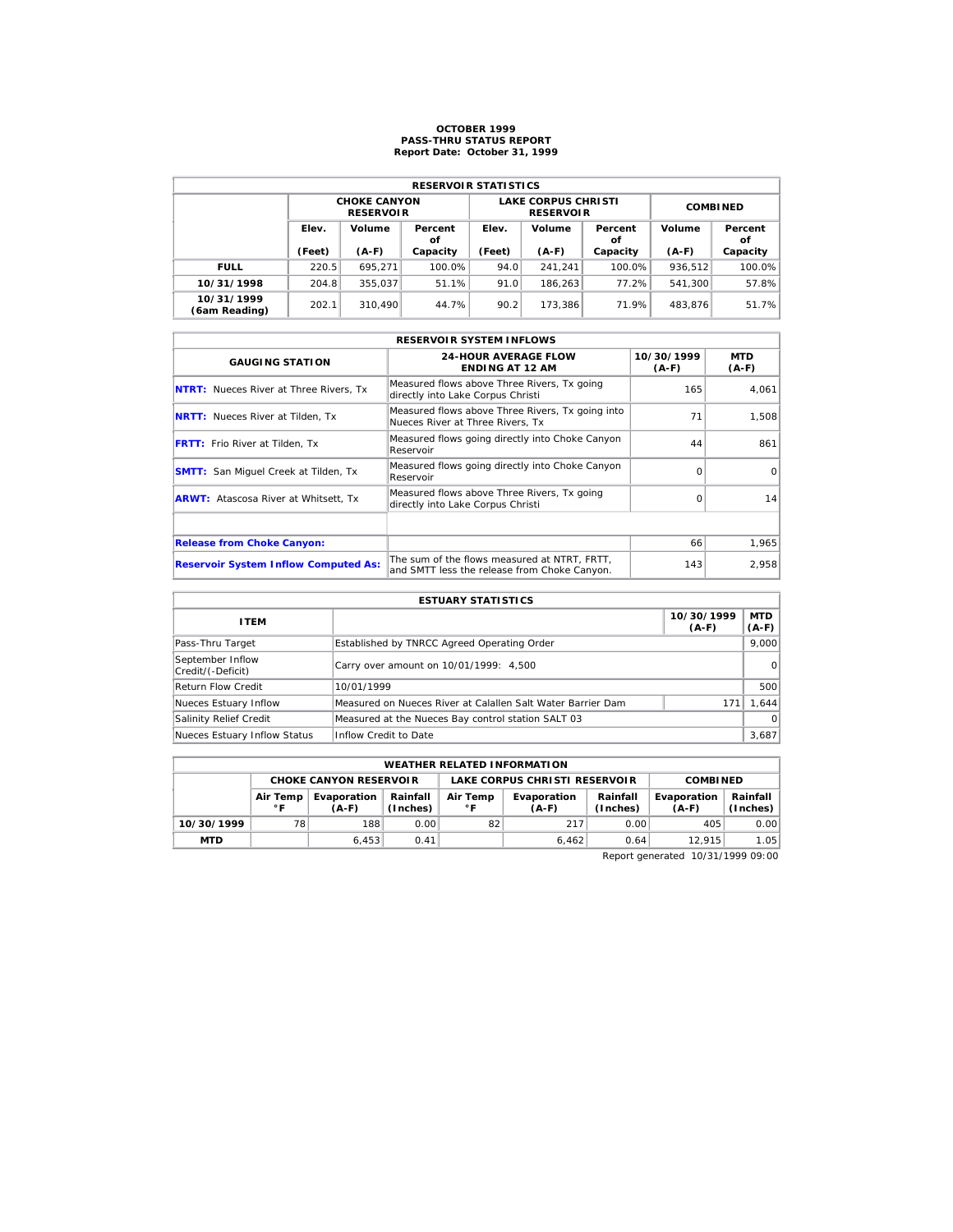# OCTOBER 1999
## PASS-THRU STATUS REPORT
### Report Date: October 31, 1999

| RESERVOIR STATISTICS | | | | | | | | |
|---|---|---|---|---|---|---|---|---|
| | CHOKE CANYON RESERVOIR | | | LAKE CORPUS CHRISTI RESERVOIR | | | COMBINED | |
| | Elev. (Feet) | Volume (A-F) | Percent of Capacity | Elev. (Feet) | Volume (A-F) | Percent of Capacity | Volume (A-F) | Percent of Capacity |
| **FULL** | 220.5 | 695,271 | 100.0% | 94.0 | 241,241 | 100.0% | 936,512 | 100.0% |
| **10/31/1998** | 204.8 | 355,037 | 51.1% | 91.0 | 186,263 | 77.2% | 541,300 | 57.8% |
| **10/31/1999 (6am Reading)** | 202.1 | 310,490 | 44.7% | 90.2 | 173,386 | 71.9% | 483,876 | 51.7% |

| RESERVOIR SYSTEM INFLOWS | | | |
|---|---|---|---|
| GAUGING STATION | 24-HOUR AVERAGE FLOW ENDING AT 12 AM | 10/30/1999 (A-F) | MTD (A-F) |
| **NTRT:** Nueces River at Three Rivers, Tx | Measured flows above Three Rivers, Tx going directly into Lake Corpus Christi | 165 | 4,061 |
| **NRTT:** Nueces River at Tilden, Tx | Measured flows above Three Rivers, Tx going into Nueces River at Three Rivers, Tx | 71 | 1,508 |
| **FRTT:** Frio River at Tilden, Tx | Measured flows going directly into Choke Canyon Reservoir | 44 | 861 |
| **SMTT:** San Miguel Creek at Tilden, Tx | Measured flows going directly into Choke Canyon Reservoir | 0 | 0 |
| **ARWT:** Atascosa River at Whitsett, Tx | Measured flows above Three Rivers, Tx going directly into Lake Corpus Christi | 0 | 14 |
| | | | |
| **Release from Choke Canyon:** | | 66 | 1,965 |
| **Reservoir System Inflow Computed As:** | The sum of the flows measured at NTRT, FRTT, and SMTT less the release from Choke Canyon. | 143 | 2,958 |

| ESTUARY STATISTICS | | | |
|---|---|---|---|
| ITEM | | 10/30/1999 (A-F) | MTD (A-F) |
| Pass-Thru Target | Established by TNRCC Agreed Operating Order | | 9,000 |
| September Inflow Credit/(-Deficit) | Carry over amount on 10/01/1999: 4,500 | | 0 |
| Return Flow Credit | 10/01/1999 | | 500 |
| Nueces Estuary Inflow | Measured on Nueces River at Calallen Salt Water Barrier Dam | 171 | 1,644 |
| Salinity Relief Credit | Measured at the Nueces Bay control station SALT 03 | | 0 |
| Nueces Estuary Inflow Status | Inflow Credit to Date | | 3,687 |

| WEATHER RELATED INFORMATION | | | | | | | | |
|---|---|---|---|---|---|---|---|---|
| | CHOKE CANYON RESERVOIR | | | LAKE CORPUS CHRISTI RESERVOIR | | | COMBINED | |
| | Air Temp °F | Evaporation (A-F) | Rainfall (Inches) | Air Temp °F | Evaporation (A-F) | Rainfall (Inches) | Evaporation (A-F) | Rainfall (Inches) |
| **10/30/1999** | 78 | 188 | 0.00 | 82 | 217 | 0.00 | 405 | 0.00 |
| **MTD** | | 6,453 | 0.41 | | 6,462 | 0.64 | 12,915 | 1.05 |

Report generated 10/31/1999 09:00